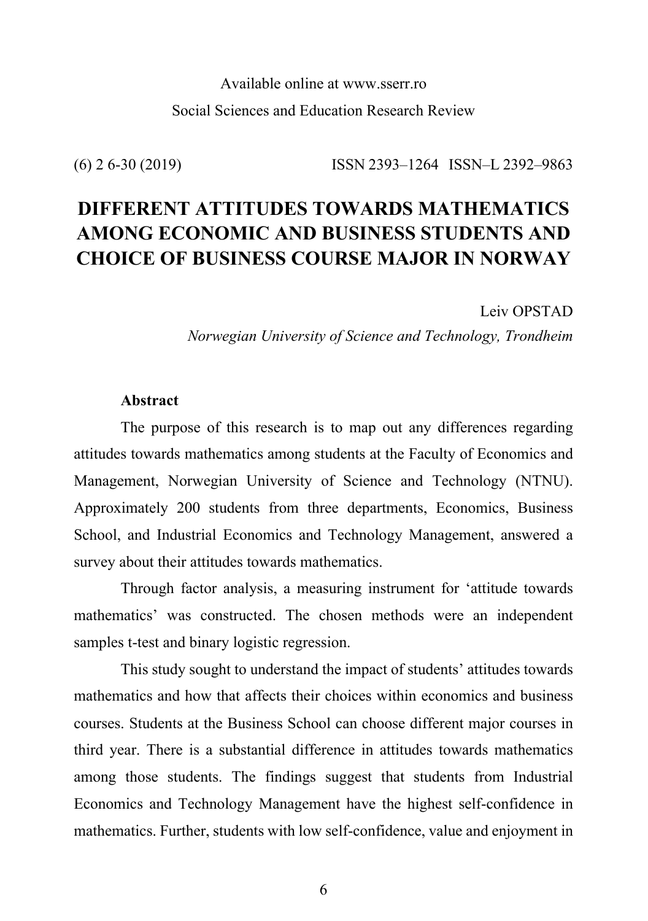# DIFFERENT ATTITUDES TOWARDS MATHEMATICS AMONG ECONOMIC AND BUSINESS STUDENTS AND CHOICE OF BUSINESS COURSE MAJOR IN NORWAY

Leiv OPSTAD

*Norwegian University of Science and Technology, Trondheim*

### Abstract

The purpose of this research is to map out any differences regarding attitudes towards mathematics among students at the Faculty of Economics and Management, Norwegian University of Science and Technology (NTNU). Approximately 200 students from three departments, Economics, Business School, and Industrial Economics and Technology Management, answered a survey about their attitudes towards mathematics.

Through factor analysis, a measuring instrument for 'attitude towards mathematics' was constructed. The chosen methods were an independent samples t-test and binary logistic regression.

This study sought to understand the impact of students' attitudes towards mathematics and how that affects their choices within economics and business courses. Students at the Business School can choose different major courses in third year. There is a substantial difference in attitudes towards mathematics among those students. The findings suggest that students from Industrial Economics and Technology Management have the highest self-confidence in mathematics. Further, students with low self-confidence, value and enjoyment in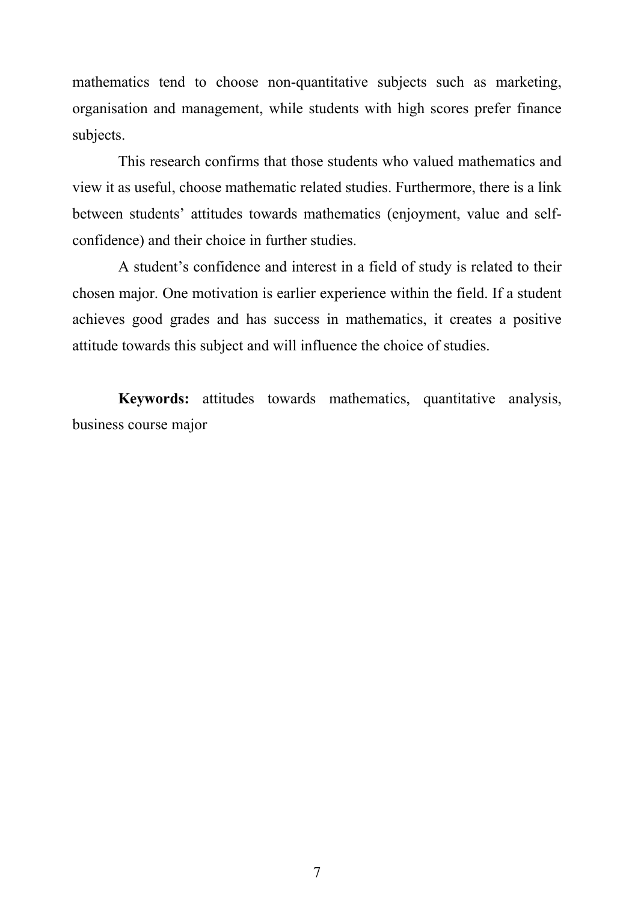mathematics tend to choose non-quantitative subjects such as marketing, organisation and management, while students with high scores prefer finance subjects.

This research confirms that those students who valued mathematics and view it as useful, choose mathematic related studies. Furthermore, there is a link between students' attitudes towards mathematics (enjoyment, value and self-confidence) and their choice in further studies.

A student's confidence and interest in a field of study is related to their chosen major. One motivation is earlier experience within the field. If a student achieves good grades and has success in mathematics, it creates a positive attitude towards this subject and will influence the choice of studies.

**Keywords:** attitudes towards mathematics, quantitative analysis, business course major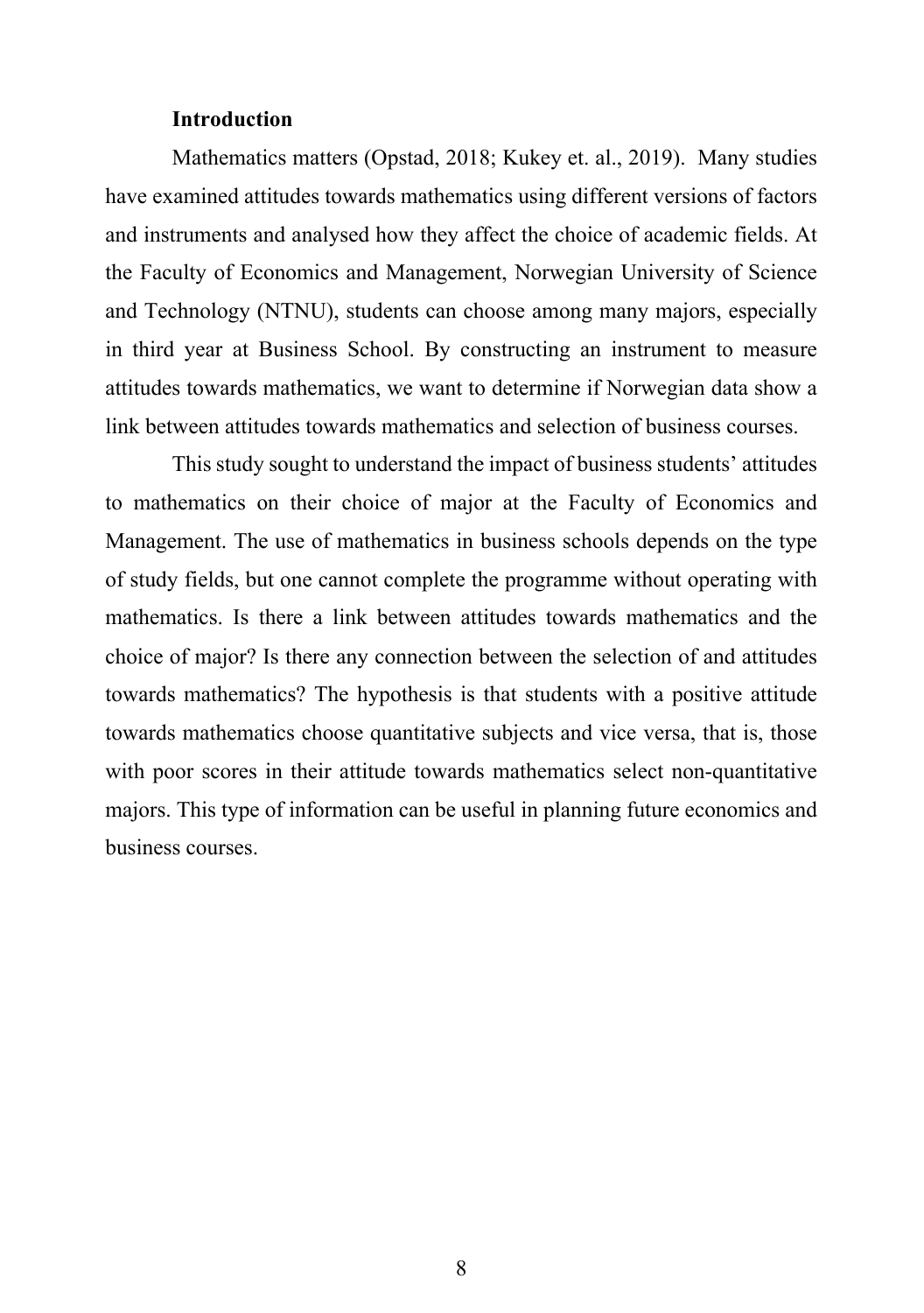## Introduction

Mathematics matters (Opstad, 2018; Kukey et. al., 2019). Many studies have examined attitudes towards mathematics using different versions of factors and instruments and analysed how they affect the choice of academic fields. At the Faculty of Economics and Management, Norwegian University of Science and Technology (NTNU), students can choose among many majors, especially in third year at Business School. By constructing an instrument to measure attitudes towards mathematics, we want to determine if Norwegian data show a link between attitudes towards mathematics and selection of business courses.

This study sought to understand the impact of business students' attitudes to mathematics on their choice of major at the Faculty of Economics and Management. The use of mathematics in business schools depends on the type of study fields, but one cannot complete the programme without operating with mathematics. Is there a link between attitudes towards mathematics and the choice of major? Is there any connection between the selection of and attitudes towards mathematics? The hypothesis is that students with a positive attitude towards mathematics choose quantitative subjects and vice versa, that is, those with poor scores in their attitude towards mathematics select non-quantitative majors. This type of information can be useful in planning future economics and business courses.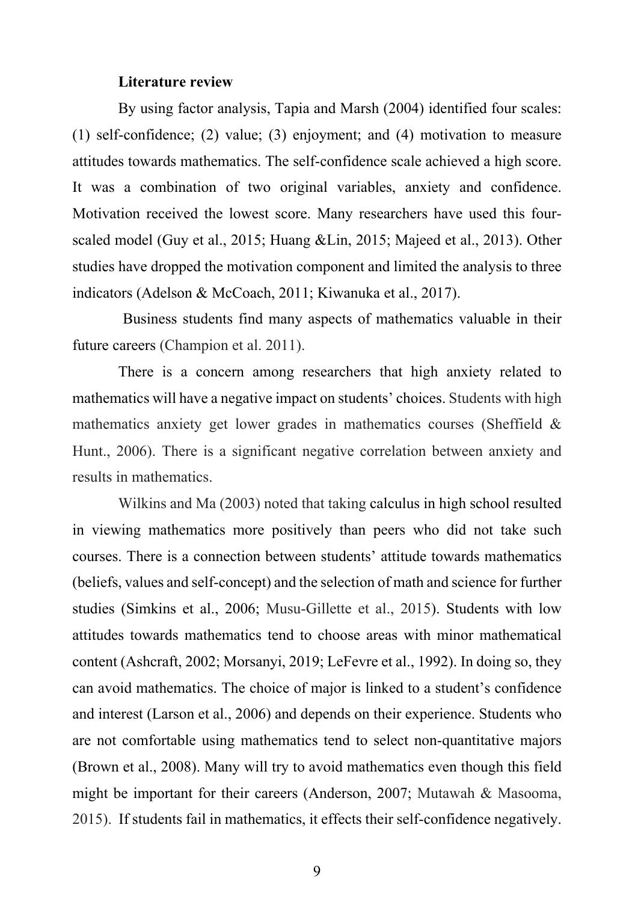**Literature review**

By using factor analysis, Tapia and Marsh (2004) identified four scales: (1) self-confidence; (2) value; (3) enjoyment; and (4) motivation to measure attitudes towards mathematics. The self-confidence scale achieved a high score. It was a combination of two original variables, anxiety and confidence. Motivation received the lowest score. Many researchers have used this four-scaled model (Guy et al., 2015; Huang &Lin, 2015; Majeed et al., 2013). Other studies have dropped the motivation component and limited the analysis to three indicators (Adelson & McCoach, 2011; Kiwanuka et al., 2017).

Business students find many aspects of mathematics valuable in their future careers (Champion et al. 2011).

There is a concern among researchers that high anxiety related to mathematics will have a negative impact on students' choices. Students with high mathematics anxiety get lower grades in mathematics courses (Sheffield & Hunt., 2006). There is a significant negative correlation between anxiety and results in mathematics.

Wilkins and Ma (2003) noted that taking calculus in high school resulted in viewing mathematics more positively than peers who did not take such courses. There is a connection between students' attitude towards mathematics (beliefs, values and self-concept) and the selection of math and science for further studies (Simkins et al., 2006; Musu-Gillette et al., 2015). Students with low attitudes towards mathematics tend to choose areas with minor mathematical content (Ashcraft, 2002; Morsanyi, 2019; LeFevre et al., 1992). In doing so, they can avoid mathematics. The choice of major is linked to a student's confidence and interest (Larson et al., 2006) and depends on their experience. Students who are not comfortable using mathematics tend to select non-quantitative majors (Brown et al., 2008). Many will try to avoid mathematics even though this field might be important for their careers (Anderson, 2007; Mutawah & Masooma, 2015). If students fail in mathematics, it effects their self-confidence negatively.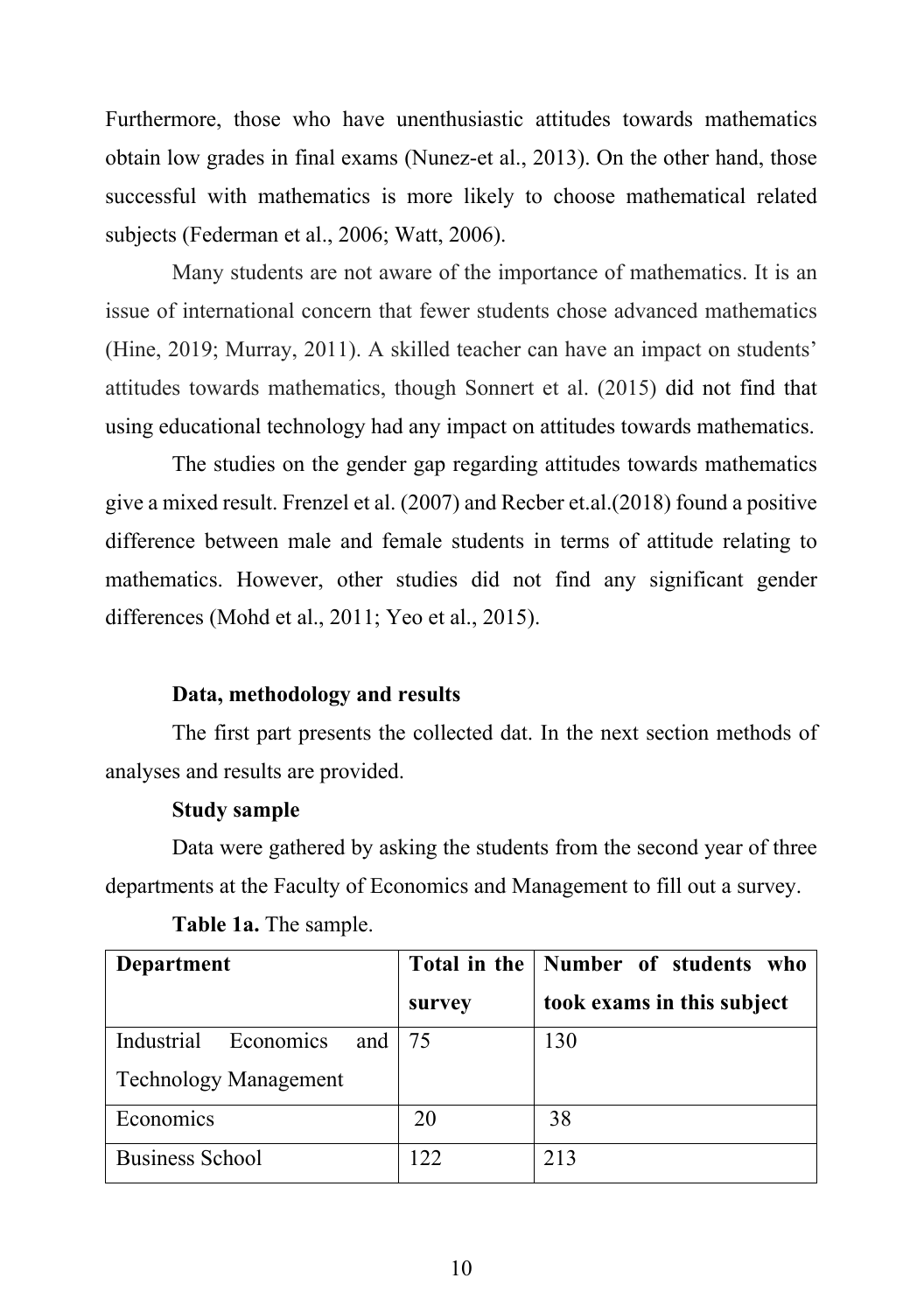Furthermore, those who have unenthusiastic attitudes towards mathematics obtain low grades in final exams (Nunez-et al., 2013). On the other hand, those successful with mathematics is more likely to choose mathematical related subjects (Federman et al., 2006; Watt, 2006).

Many students are not aware of the importance of mathematics. It is an issue of international concern that fewer students chose advanced mathematics (Hine, 2019; Murray, 2011). A skilled teacher can have an impact on students' attitudes towards mathematics, though Sonnert et al. (2015) did not find that using educational technology had any impact on attitudes towards mathematics.

The studies on the gender gap regarding attitudes towards mathematics give a mixed result. Frenzel et al. (2007) and Recber et.al.(2018) found a positive difference between male and female students in terms of attitude relating to mathematics. However, other studies did not find any significant gender differences (Mohd et al., 2011; Yeo et al., 2015).

## Data, methodology and results

The first part presents the collected dat. In the next section methods of analyses and results are provided.

### Study sample

Data were gathered by asking the students from the second year of three departments at the Faculty of Economics and Management to fill out a survey.

**Table 1a.** The sample.

| Department | Total in the survey | Number of students who took exams in this subject |
|---|---|---|
| Industrial Economics and Technology Management | 75 | 130 |
| Economics | 20 | 38 |
| Business School | 122 | 213 |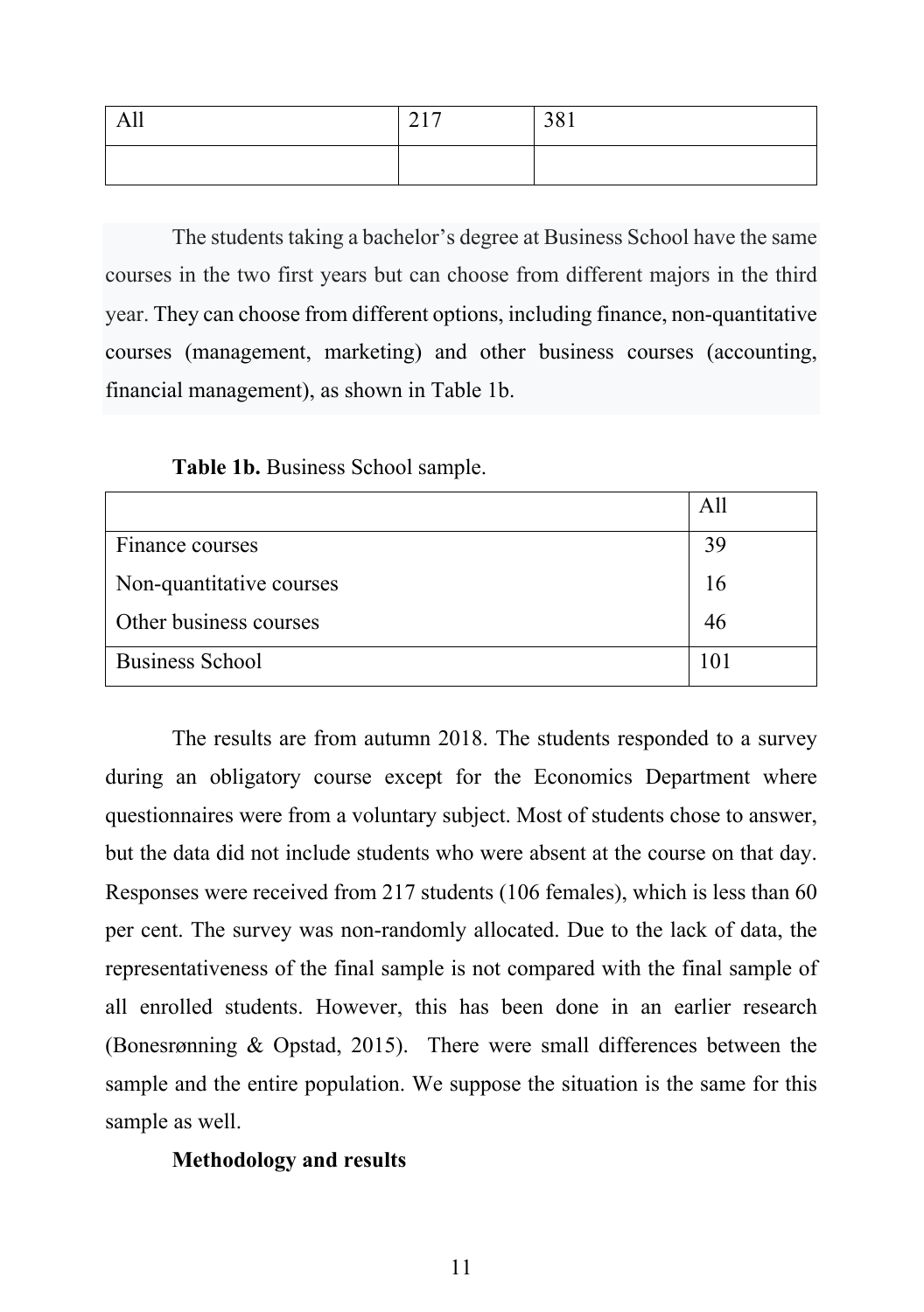| All | 217 | 381 |
|---|---|---|
| | | |

The students taking a bachelor's degree at Business School have the same courses in the two first years but can choose from different majors in the third year. They can choose from different options, including finance, non-quantitative courses (management, marketing) and other business courses (accounting, financial management), as shown in Table 1b.

**Table 1b.** Business School sample.

| | All |
|---|---|
| Finance courses | 39 |
| Non-quantitative courses | 16 |
| Other business courses | 46 |
| Business School | 101 |

The results are from autumn 2018. The students responded to a survey during an obligatory course except for the Economics Department where questionnaires were from a voluntary subject. Most of students chose to answer, but the data did not include students who were absent at the course on that day. Responses were received from 217 students (106 females), which is less than 60 per cent. The survey was non-randomly allocated. Due to the lack of data, the representativeness of the final sample is not compared with the final sample of all enrolled students. However, this has been done in an earlier research (Bonesrønning & Opstad, 2015). There were small differences between the sample and the entire population. We suppose the situation is the same for this sample as well.

**Methodology and results**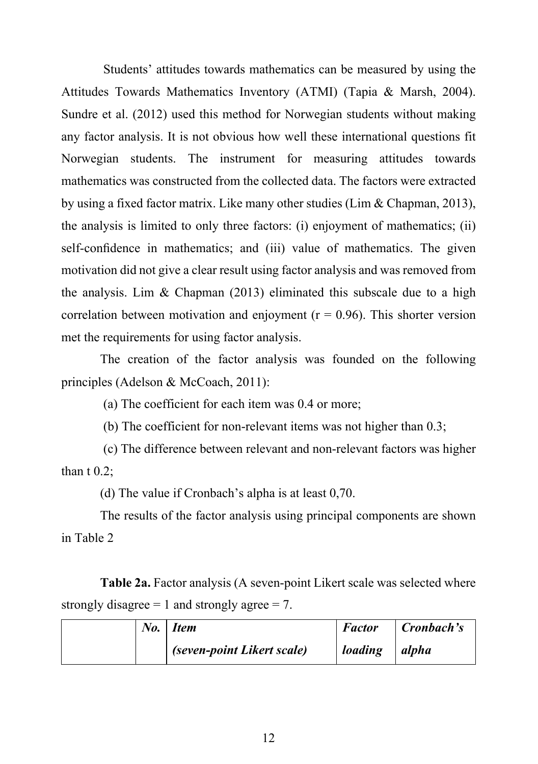Students' attitudes towards mathematics can be measured by using the Attitudes Towards Mathematics Inventory (ATMI) (Tapia & Marsh, 2004). Sundre et al. (2012) used this method for Norwegian students without making any factor analysis. It is not obvious how well these international questions fit Norwegian students. The instrument for measuring attitudes towards mathematics was constructed from the collected data. The factors were extracted by using a fixed factor matrix. Like many other studies (Lim & Chapman, 2013), the analysis is limited to only three factors: (i) enjoyment of mathematics; (ii) self-confidence in mathematics; and (iii) value of mathematics. The given motivation did not give a clear result using factor analysis and was removed from the analysis. Lim & Chapman (2013) eliminated this subscale due to a high correlation between motivation and enjoyment ($r = 0.96$). This shorter version met the requirements for using factor analysis.

The creation of the factor analysis was founded on the following principles (Adelson & McCoach, 2011):

(a) The coefficient for each item was 0.4 or more;

(b) The coefficient for non-relevant items was not higher than 0.3;

(c) The difference between relevant and non-relevant factors was higher than t 0.2;

(d) The value if Cronbach's alpha is at least 0,70.

The results of the factor analysis using principal components are shown in Table 2

**Table 2a.** Factor analysis (A seven-point Likert scale was selected where strongly disagree = 1 and strongly agree = 7.

| | ***No.*** | ***Item (seven-point Likert scale)*** | ***Factor loading*** | ***Cronbach's alpha*** |
|---|---|---|---|---|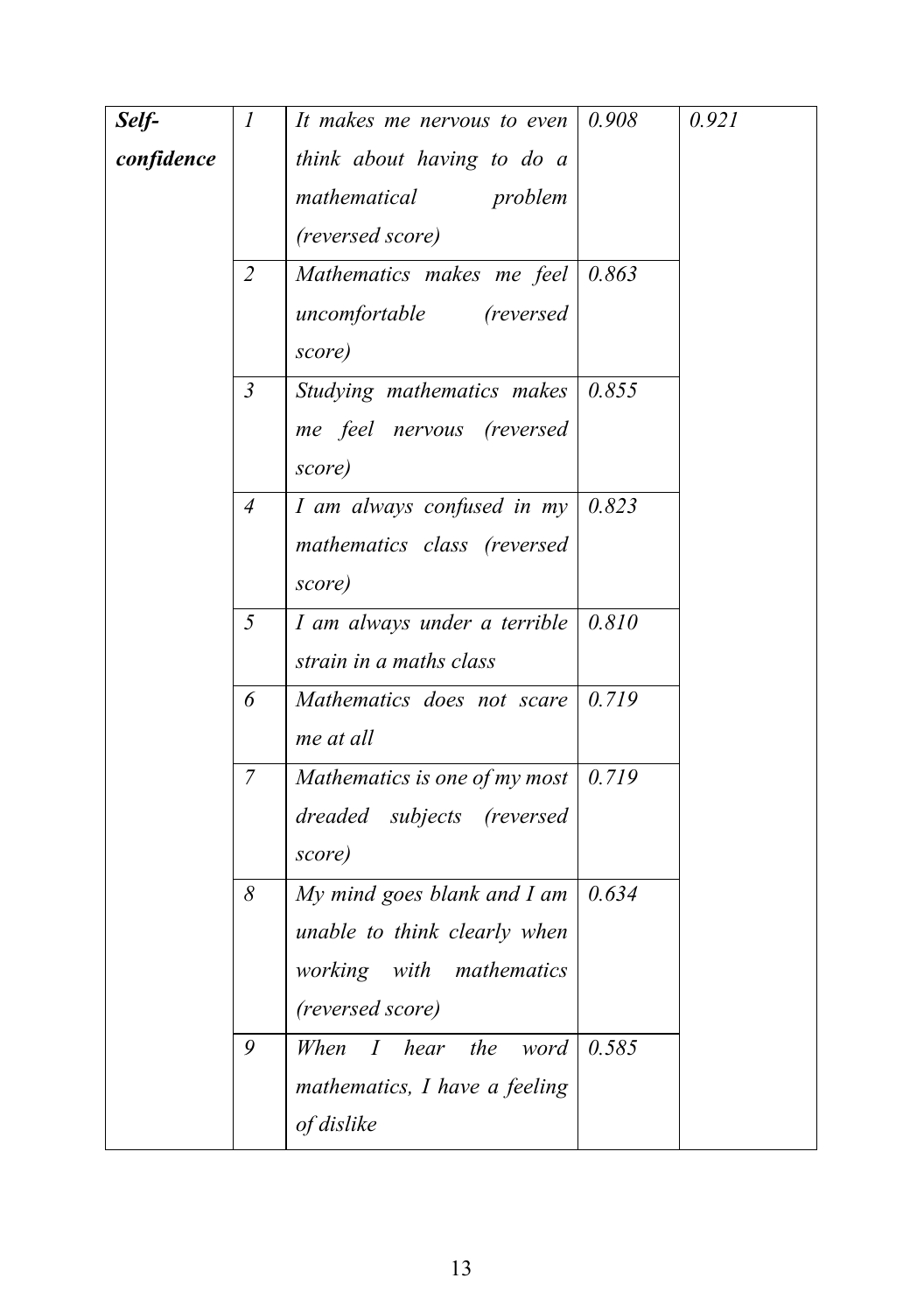| | | | | |
|---|---|---|---|---|
| ***Self-confidence*** | *1* | *It makes me nervous to even think about having to do a mathematical problem (reversed score)* | *0.908* | *0.921* |
| | *2* | *Mathematics makes me feel uncomfortable (reversed score)* | *0.863* | |
| | *3* | *Studying mathematics makes me feel nervous (reversed score)* | *0.855* | |
| | *4* | *I am always confused in my mathematics class (reversed score)* | *0.823* | |
| | *5* | *I am always under a terrible strain in a maths class* | *0.810* | |
| | *6* | *Mathematics does not scare me at all* | *0.719* | |
| | *7* | *Mathematics is one of my most dreaded subjects (reversed score)* | *0.719* | |
| | *8* | *My mind goes blank and I am unable to think clearly when working with mathematics (reversed score)* | *0.634* | |
| | *9* | *When I hear the word mathematics, I have a feeling of dislike* | *0.585* | |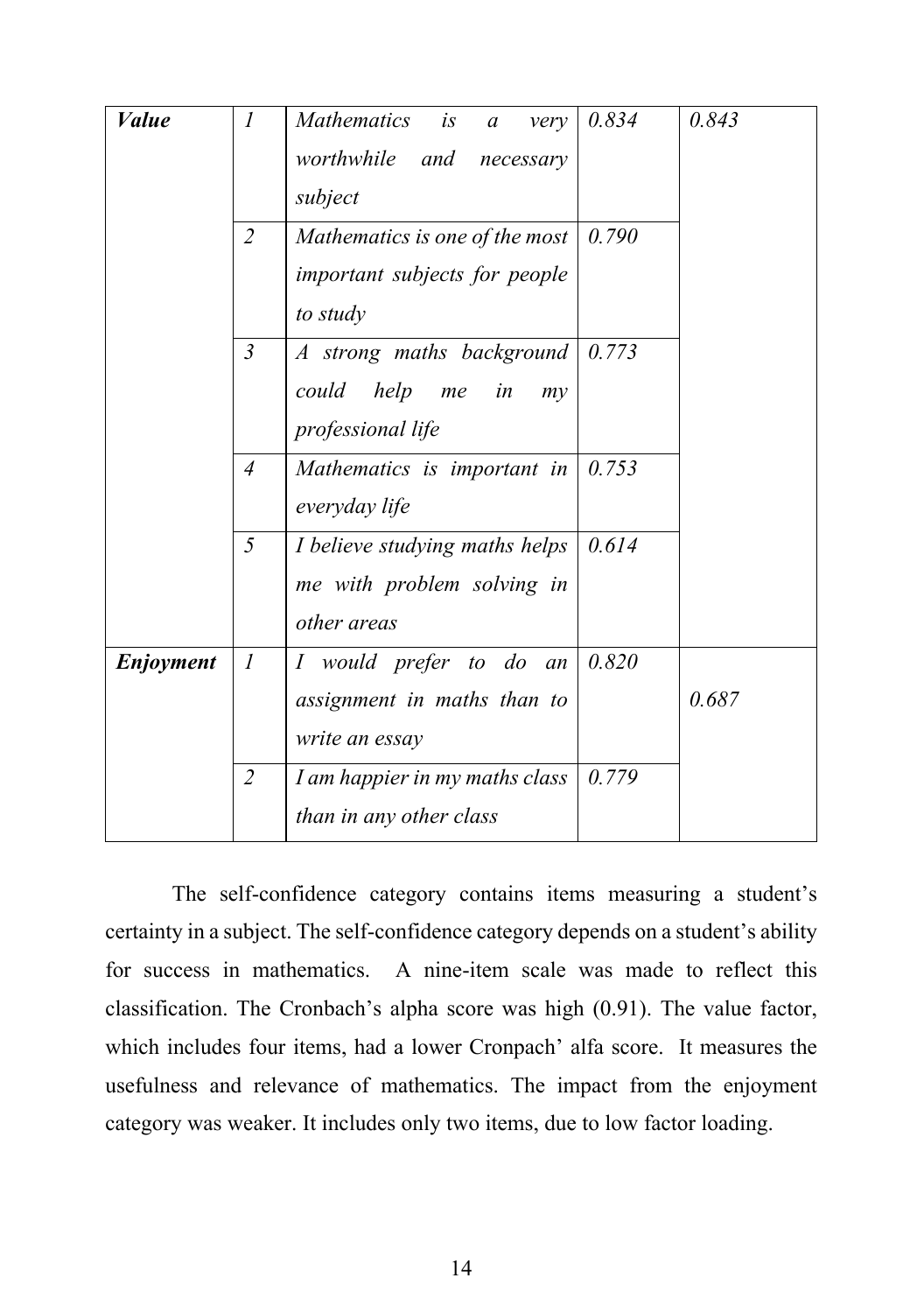| | | | | |
|---|---|---|---|---|
| ***Value*** | *1* | *Mathematics is a very worthwhile and necessary subject* | *0.834* | *0.843* |
| | *2* | *Mathematics is one of the most important subjects for people to study* | *0.790* | |
| | *3* | *A strong maths background could help me in my professional life* | *0.773* | |
| | *4* | *Mathematics is important in everyday life* | *0.753* | |
| | *5* | *I believe studying maths helps me with problem solving in other areas* | *0.614* | |
| ***Enjoyment*** | *1* | *I would prefer to do an assignment in maths than to write an essay* | *0.820* | *0.687* |
| | *2* | *I am happier in my maths class than in any other class* | *0.779* | |

The self-confidence category contains items measuring a student's certainty in a subject. The self-confidence category depends on a student's ability for success in mathematics. A nine-item scale was made to reflect this classification. The Cronbach's alpha score was high (0.91). The value factor, which includes four items, had a lower Cronpach' alfa score. It measures the usefulness and relevance of mathematics. The impact from the enjoyment category was weaker. It includes only two items, due to low factor loading.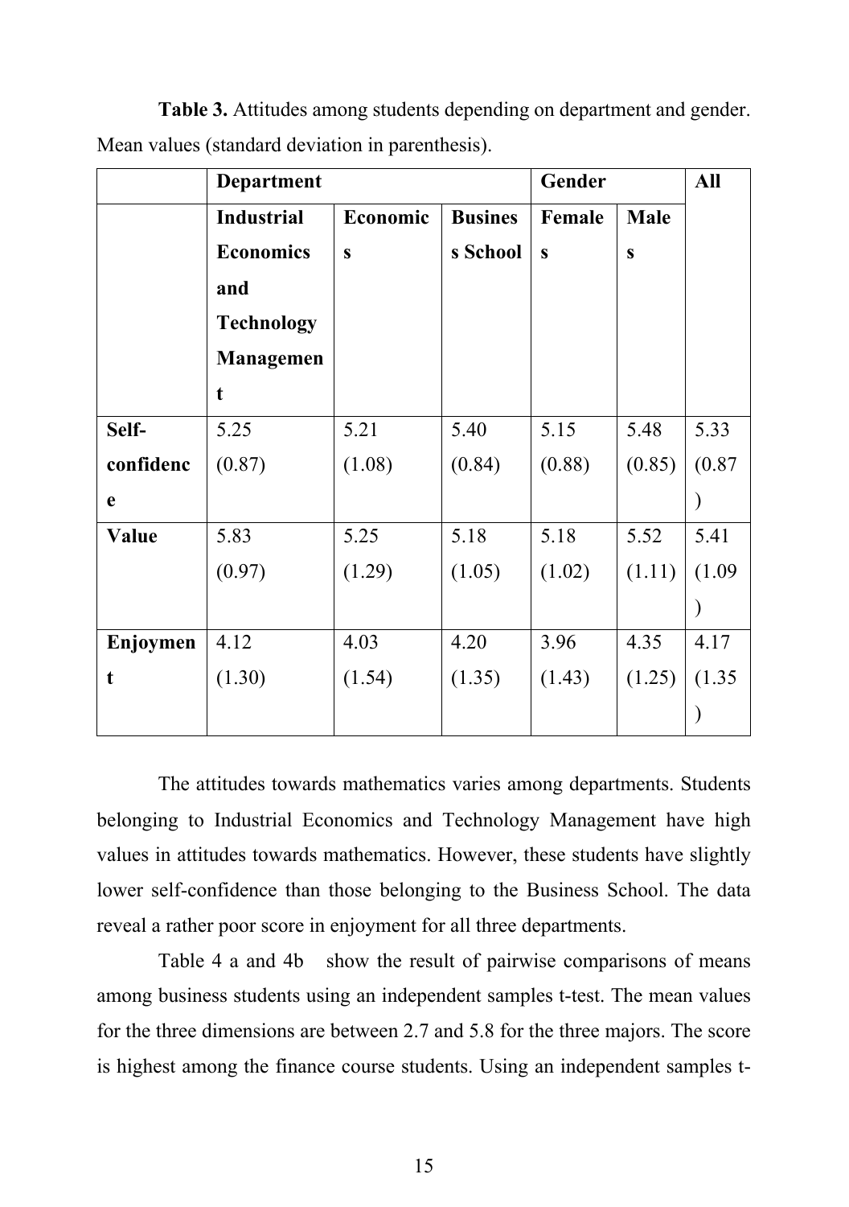**Table 3.** Attitudes among students depending on department and gender. Mean values (standard deviation in parenthesis).

| | Department | | | Gender | | All |
|---|---|---|---|---|---|---|
| | Industrial Economics and Technology Management | Economics | Business School | Females | Males | |
| Self-confidence | 5.25 (0.87) | 5.21 (1.08) | 5.40 (0.84) | 5.15 (0.88) | 5.48 (0.85) | 5.33 (0.87) |
| Value | 5.83 (0.97) | 5.25 (1.29) | 5.18 (1.05) | 5.18 (1.02) | 5.52 (1.11) | 5.41 (1.09) |
| Enjoyment | 4.12 (1.30) | 4.03 (1.54) | 4.20 (1.35) | 3.96 (1.43) | 4.35 (1.25) | 4.17 (1.35) |

The attitudes towards mathematics varies among departments. Students belonging to Industrial Economics and Technology Management have high values in attitudes towards mathematics. However, these students have slightly lower self-confidence than those belonging to the Business School. The data reveal a rather poor score in enjoyment for all three departments.

Table 4 a and 4b show the result of pairwise comparisons of means among business students using an independent samples t-test. The mean values for the three dimensions are between 2.7 and 5.8 for the three majors. The score is highest among the finance course students. Using an independent samples t-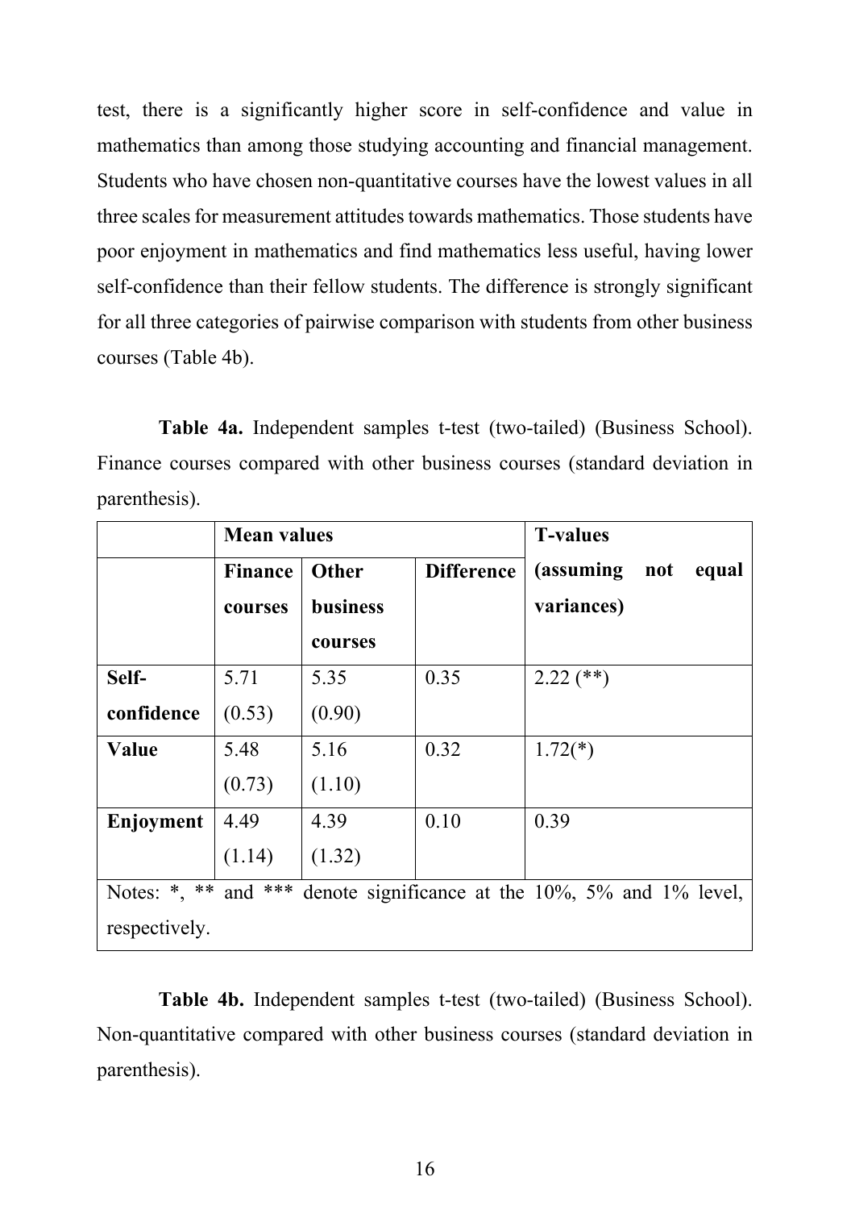test, there is a significantly higher score in self-confidence and value in mathematics than among those studying accounting and financial management. Students who have chosen non-quantitative courses have the lowest values in all three scales for measurement attitudes towards mathematics. Those students have poor enjoyment in mathematics and find mathematics less useful, having lower self-confidence than their fellow students. The difference is strongly significant for all three categories of pairwise comparison with students from other business courses (Table 4b).

**Table 4a.** Independent samples t-test (two-tailed) (Business School). Finance courses compared with other business courses (standard deviation in parenthesis).

| | **Mean values** | | | **T-values** |
|---|---|---|---|---|
| | **Finance courses** | **Other business courses** | **Difference** | **(assuming not equal variances)** |
| **Self-confidence** | 5.71 (0.53) | 5.35 (0.90) | 0.35 | 2.22 (**) |
| **Value** | 5.48 (0.73) | 5.16 (1.10) | 0.32 | 1.72(*) |
| **Enjoyment** | 4.49 (1.14) | 4.39 (1.32) | 0.10 | 0.39 |

Notes: *, ** and *** denote significance at the 10%, 5% and 1% level, respectively.

**Table 4b.** Independent samples t-test (two-tailed) (Business School). Non-quantitative compared with other business courses (standard deviation in parenthesis).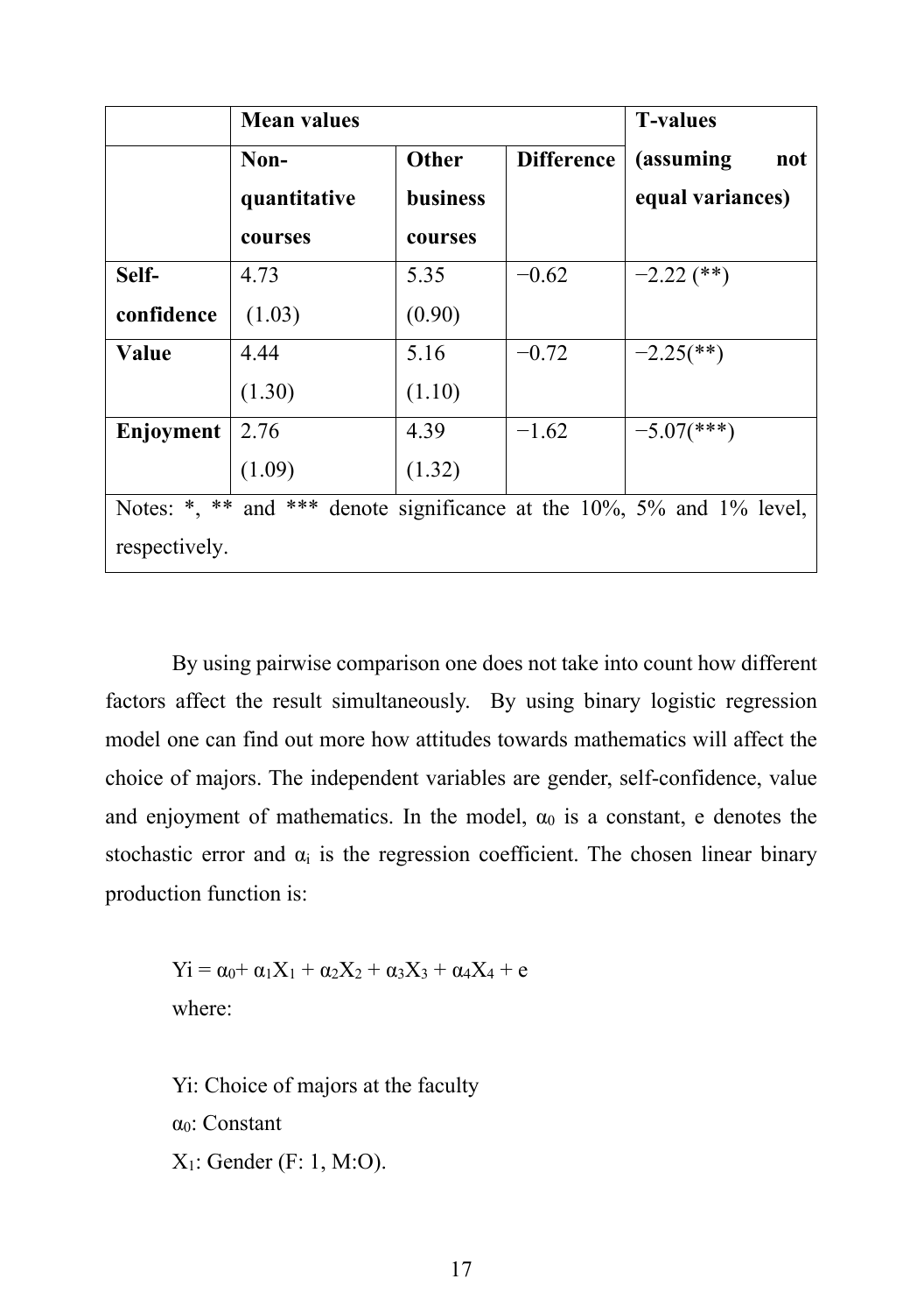|  | Mean values | | | T-values |
|---|---|---|---|---|
|  | Non-quantitative courses | Other business courses | Difference | (assuming not equal variances) |
| **Self-confidence** | 4.73 (1.03) | 5.35 (0.90) | −0.62 | −2.22 (**) |
| **Value** | 4.44 (1.30) | 5.16 (1.10) | −0.72 | −2.25(**) |
| **Enjoyment** | 2.76 (1.09) | 4.39 (1.32) | −1.62 | −5.07(***) |
| Notes: *, ** and *** denote significance at the 10%, 5% and 1% level, respectively. | | | | |

By using pairwise comparison one does not take into count how different factors affect the result simultaneously. By using binary logistic regression model one can find out more how attitudes towards mathematics will affect the choice of majors. The independent variables are gender, self-confidence, value and enjoyment of mathematics. In the model, $\alpha_0$ is a constant, e denotes the stochastic error and $\alpha_i$ is the regression coefficient. The chosen linear binary production function is:

$$Yi = \alpha_0 + \alpha_1 X_1 + \alpha_2 X_2 + \alpha_3 X_3 + \alpha_4 X_4 + e$$

where:

Yi: Choice of majors at the faculty

$\alpha_0$: Constant

$X_1$: Gender (F: 1, M:O).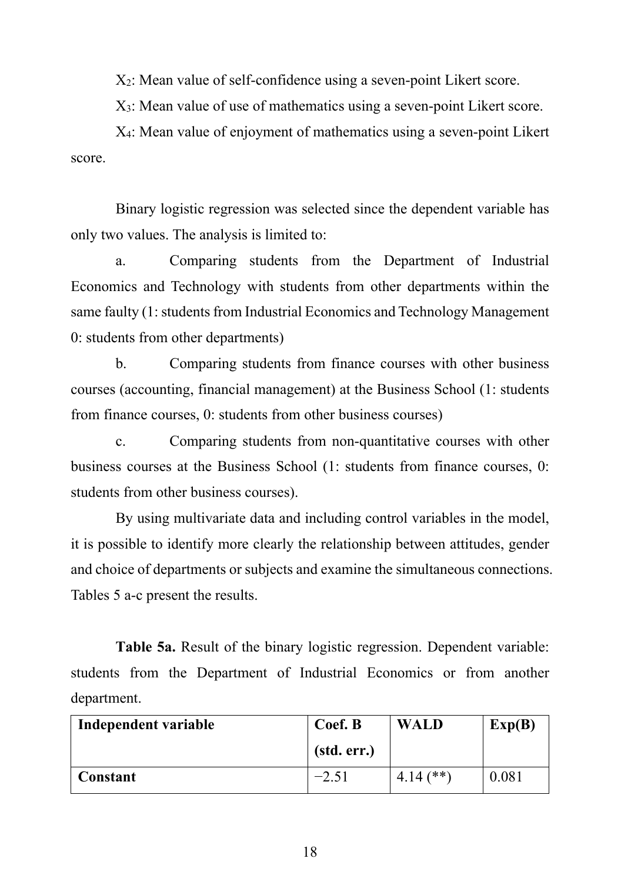$X_2$: Mean value of self-confidence using a seven-point Likert score.

$X_3$: Mean value of use of mathematics using a seven-point Likert score.

$X_4$: Mean value of enjoyment of mathematics using a seven-point Likert score.

Binary logistic regression was selected since the dependent variable has only two values. The analysis is limited to:

a. Comparing students from the Department of Industrial Economics and Technology with students from other departments within the same faulty (1: students from Industrial Economics and Technology Management 0: students from other departments)

b. Comparing students from finance courses with other business courses (accounting, financial management) at the Business School (1: students from finance courses, 0: students from other business courses)

c. Comparing students from non-quantitative courses with other business courses at the Business School (1: students from finance courses, 0: students from other business courses).

By using multivariate data and including control variables in the model, it is possible to identify more clearly the relationship between attitudes, gender and choice of departments or subjects and examine the simultaneous connections. Tables 5 a-c present the results.

**Table 5a.** Result of the binary logistic regression. Dependent variable: students from the Department of Industrial Economics or from another department.

| Independent variable | Coef. B (std. err.) | WALD | Exp(B) |
|---|---|---|---|
| **Constant** | −2.51 | 4.14 (**) | 0.081 |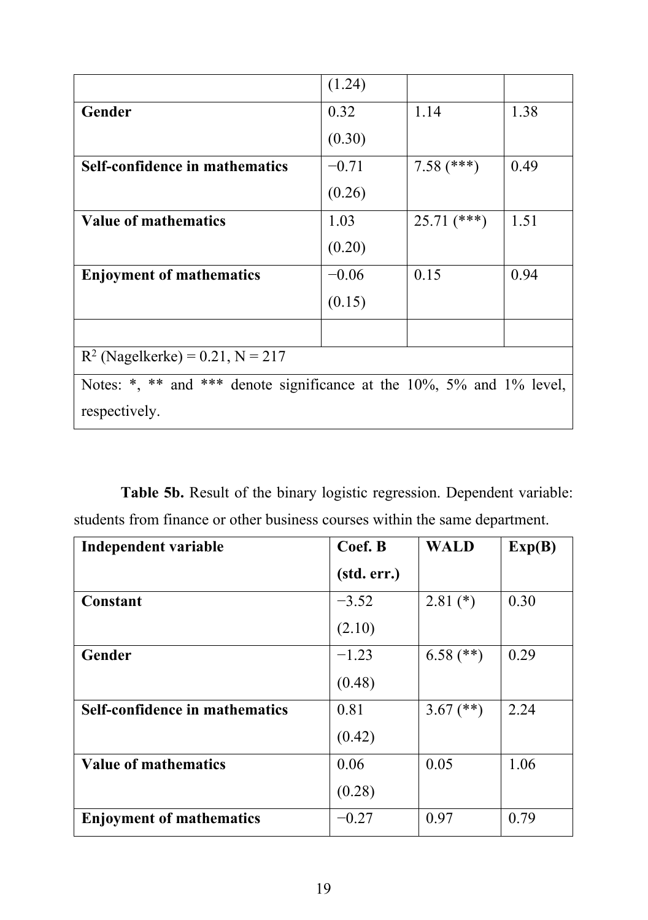| | | | |
|---|---|---|---|
| | (1.24) | | |
| **Gender** | 0.32 (0.30) | 1.14 | 1.38 |
| **Self-confidence in mathematics** | −0.71 (0.26) | 7.58 (***) | 0.49 |
| **Value of mathematics** | 1.03 (0.20) | 25.71 (***) | 1.51 |
| **Enjoyment of mathematics** | −0.06 (0.15) | 0.15 | 0.94 |
| | | | |
| $R^2$ (Nagelkerke) = 0.21, N = 217 | | | |
| Notes: *, ** and *** denote significance at the 10%, 5% and 1% level, respectively. | | | |

**Table 5b.** Result of the binary logistic regression. Dependent variable: students from finance or other business courses within the same department.

| Independent variable | Coef. B (std. err.) | WALD | Exp(B) |
|---|---|---|---|
| **Constant** | −3.52 (2.10) | 2.81 (*) | 0.30 |
| **Gender** | −1.23 (0.48) | 6.58 (**) | 0.29 |
| **Self-confidence in mathematics** | 0.81 (0.42) | 3.67 (**) | 2.24 |
| **Value of mathematics** | 0.06 (0.28) | 0.05 | 1.06 |
| **Enjoyment of mathematics** | −0.27 | 0.97 | 0.79 |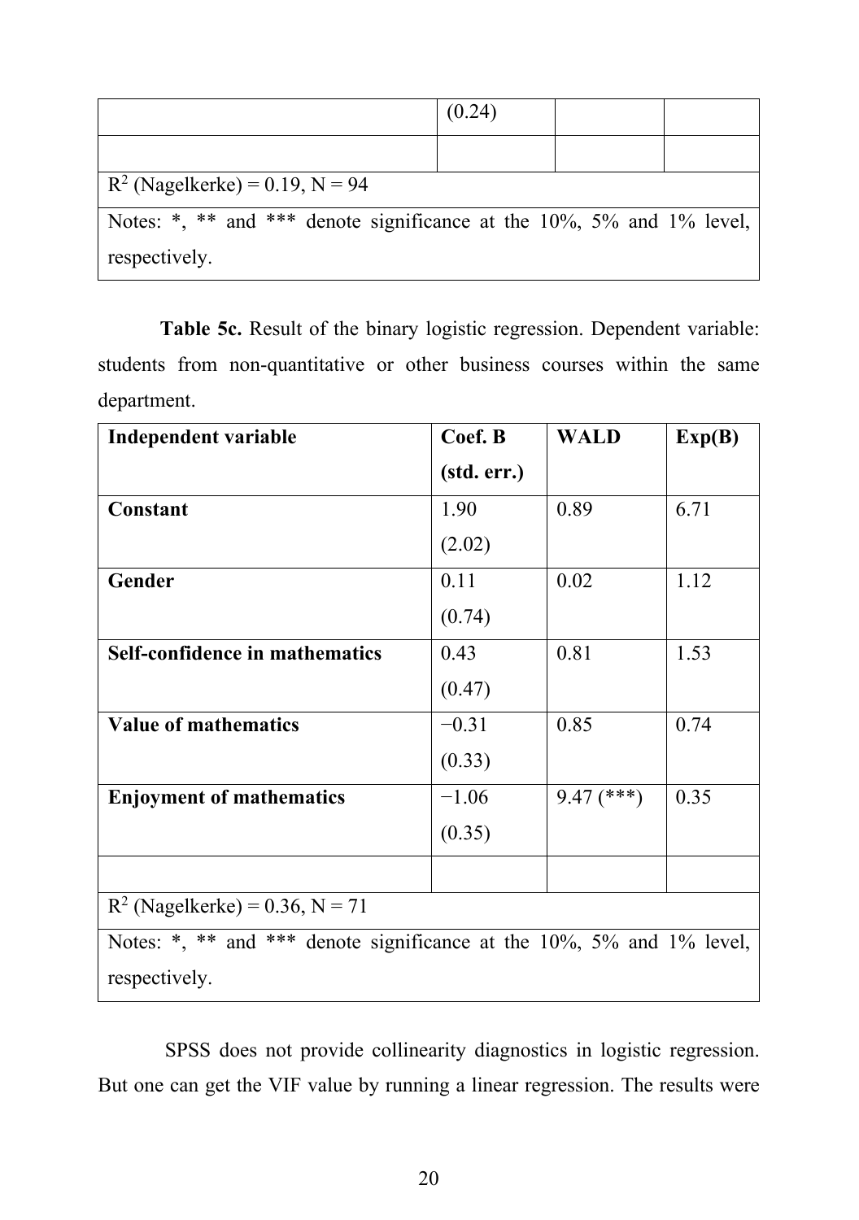| | | | |
|---|---|---|---|
| | (0.24) | | |
| | | | |
| $R^2$ (Nagelkerke) = 0.19, N = 94 | | | |
| Notes: *, ** and *** denote significance at the 10%, 5% and 1% level, respectively. | | | |

**Table 5c.** Result of the binary logistic regression. Dependent variable: students from non-quantitative or other business courses within the same department.

| Independent variable | Coef. B (std. err.) | WALD | Exp(B) |
|---|---|---|---|
| **Constant** | 1.90 (2.02) | 0.89 | 6.71 |
| **Gender** | 0.11 (0.74) | 0.02 | 1.12 |
| **Self-confidence in mathematics** | 0.43 (0.47) | 0.81 | 1.53 |
| **Value of mathematics** | −0.31 (0.33) | 0.85 | 0.74 |
| **Enjoyment of mathematics** | −1.06 (0.35) | 9.47 (***) | 0.35 |
| | | | |
| $R^2$ (Nagelkerke) = 0.36, N = 71 | | | |
| Notes: *, ** and *** denote significance at the 10%, 5% and 1% level, respectively. | | | |

SPSS does not provide collinearity diagnostics in logistic regression. But one can get the VIF value by running a linear regression. The results were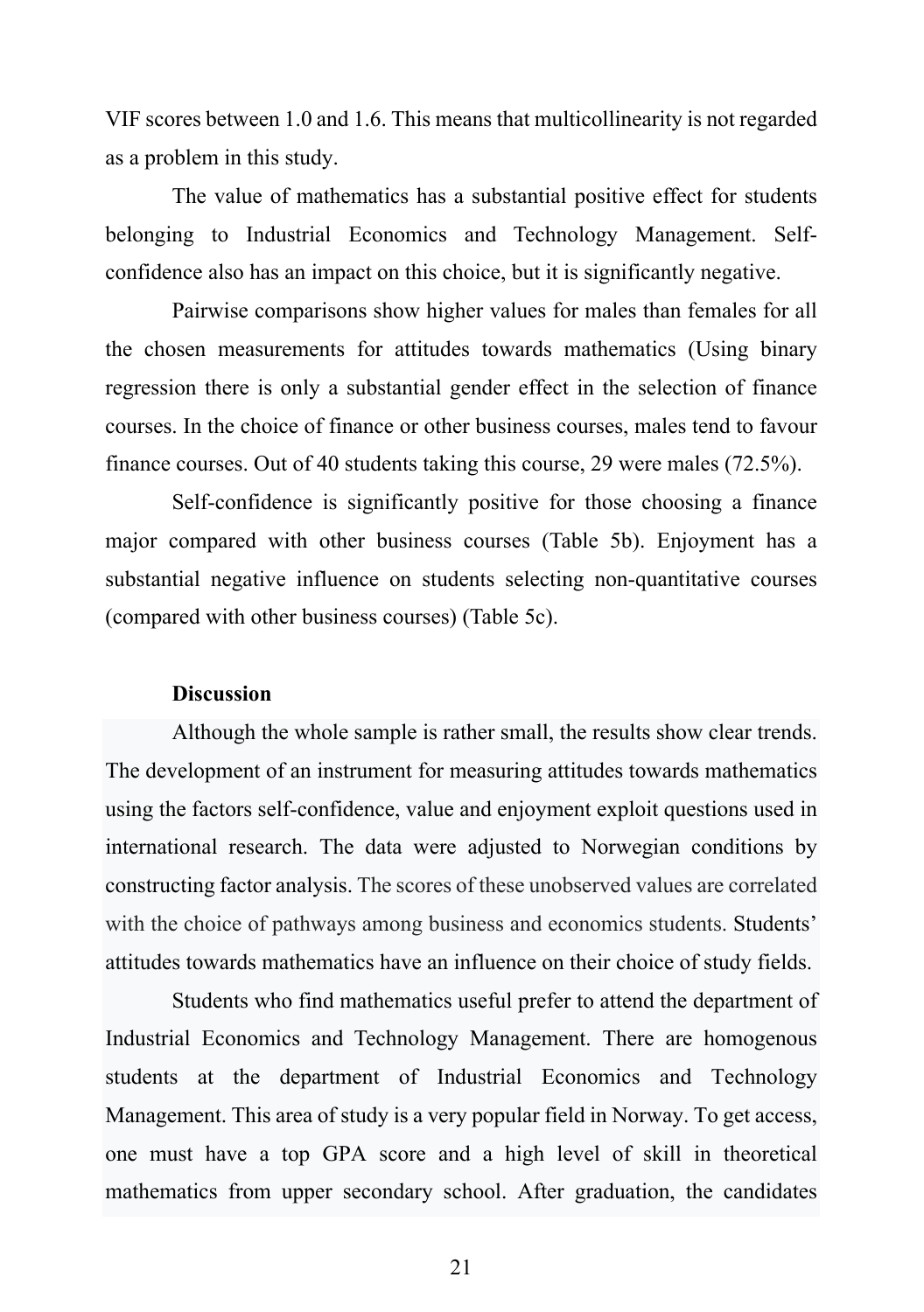VIF scores between 1.0 and 1.6. This means that multicollinearity is not regarded as a problem in this study.

The value of mathematics has a substantial positive effect for students belonging to Industrial Economics and Technology Management. Self-confidence also has an impact on this choice, but it is significantly negative.

Pairwise comparisons show higher values for males than females for all the chosen measurements for attitudes towards mathematics (Using binary regression there is only a substantial gender effect in the selection of finance courses. In the choice of finance or other business courses, males tend to favour finance courses. Out of 40 students taking this course, 29 were males (72.5%).

Self-confidence is significantly positive for those choosing a finance major compared with other business courses (Table 5b). Enjoyment has a substantial negative influence on students selecting non-quantitative courses (compared with other business courses) (Table 5c).

**Discussion**

Although the whole sample is rather small, the results show clear trends. The development of an instrument for measuring attitudes towards mathematics using the factors self-confidence, value and enjoyment exploit questions used in international research. The data were adjusted to Norwegian conditions by constructing factor analysis. The scores of these unobserved values are correlated with the choice of pathways among business and economics students. Students' attitudes towards mathematics have an influence on their choice of study fields.

Students who find mathematics useful prefer to attend the department of Industrial Economics and Technology Management. There are homogenous students at the department of Industrial Economics and Technology Management. This area of study is a very popular field in Norway. To get access, one must have a top GPA score and a high level of skill in theoretical mathematics from upper secondary school. After graduation, the candidates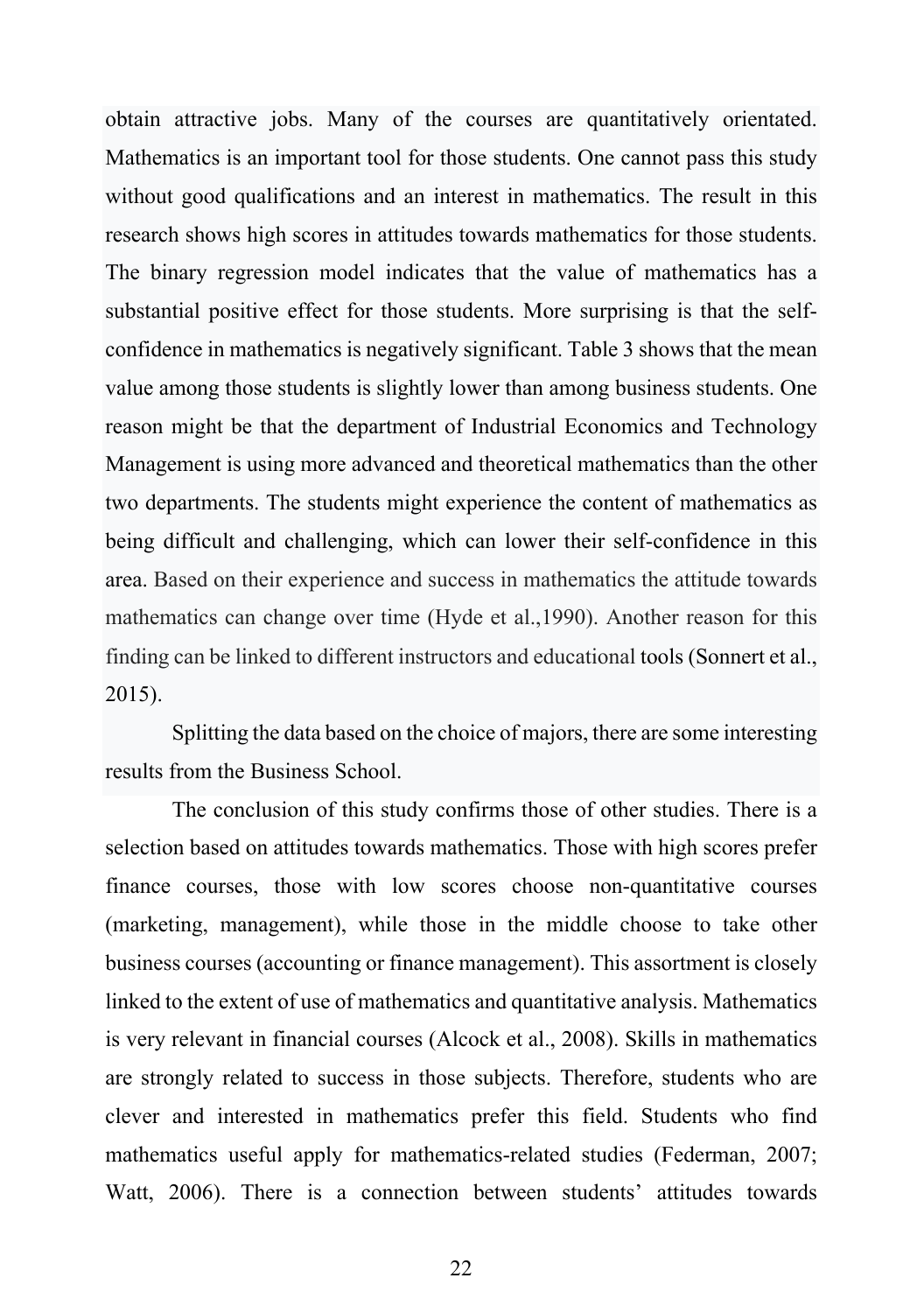obtain attractive jobs. Many of the courses are quantitatively orientated. Mathematics is an important tool for those students. One cannot pass this study without good qualifications and an interest in mathematics. The result in this research shows high scores in attitudes towards mathematics for those students. The binary regression model indicates that the value of mathematics has a substantial positive effect for those students. More surprising is that the self-confidence in mathematics is negatively significant. Table 3 shows that the mean value among those students is slightly lower than among business students. One reason might be that the department of Industrial Economics and Technology Management is using more advanced and theoretical mathematics than the other two departments. The students might experience the content of mathematics as being difficult and challenging, which can lower their self-confidence in this area. Based on their experience and success in mathematics the attitude towards mathematics can change over time (Hyde et al.,1990). Another reason for this finding can be linked to different instructors and educational tools (Sonnert et al., 2015).

Splitting the data based on the choice of majors, there are some interesting results from the Business School.

The conclusion of this study confirms those of other studies. There is a selection based on attitudes towards mathematics. Those with high scores prefer finance courses, those with low scores choose non-quantitative courses (marketing, management), while those in the middle choose to take other business courses (accounting or finance management). This assortment is closely linked to the extent of use of mathematics and quantitative analysis. Mathematics is very relevant in financial courses (Alcock et al., 2008). Skills in mathematics are strongly related to success in those subjects. Therefore, students who are clever and interested in mathematics prefer this field. Students who find mathematics useful apply for mathematics-related studies (Federman, 2007; Watt, 2006). There is a connection between students' attitudes towards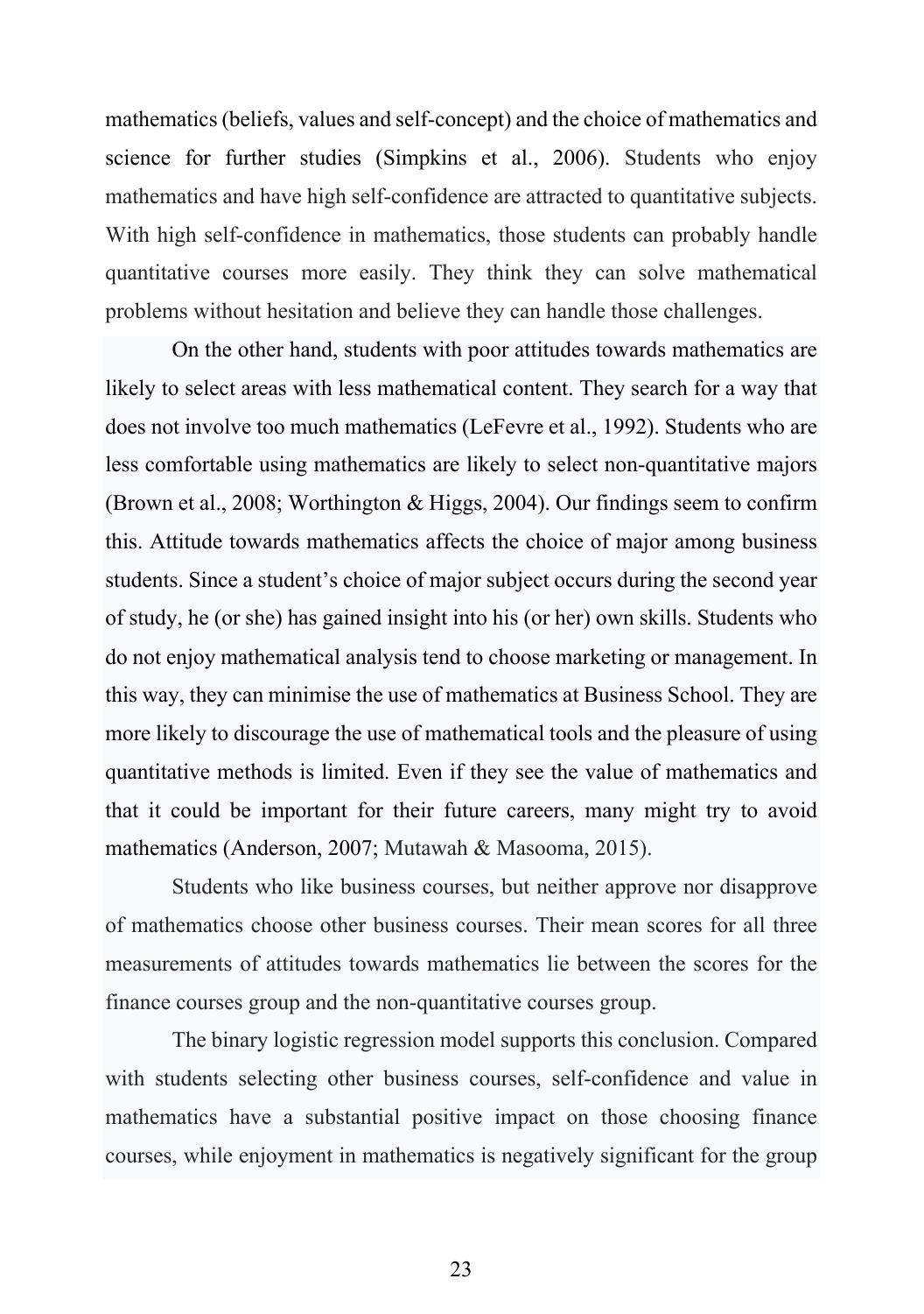mathematics (beliefs, values and self-concept) and the choice of mathematics and science for further studies (Simpkins et al., 2006). Students who enjoy mathematics and have high self-confidence are attracted to quantitative subjects. With high self-confidence in mathematics, those students can probably handle quantitative courses more easily. They think they can solve mathematical problems without hesitation and believe they can handle those challenges.

On the other hand, students with poor attitudes towards mathematics are likely to select areas with less mathematical content. They search for a way that does not involve too much mathematics (LeFevre et al., 1992). Students who are less comfortable using mathematics are likely to select non-quantitative majors (Brown et al., 2008; Worthington & Higgs, 2004). Our findings seem to confirm this. Attitude towards mathematics affects the choice of major among business students. Since a student's choice of major subject occurs during the second year of study, he (or she) has gained insight into his (or her) own skills. Students who do not enjoy mathematical analysis tend to choose marketing or management. In this way, they can minimise the use of mathematics at Business School. They are more likely to discourage the use of mathematical tools and the pleasure of using quantitative methods is limited. Even if they see the value of mathematics and that it could be important for their future careers, many might try to avoid mathematics (Anderson, 2007; Mutawah & Masooma, 2015).

Students who like business courses, but neither approve nor disapprove of mathematics choose other business courses. Their mean scores for all three measurements of attitudes towards mathematics lie between the scores for the finance courses group and the non-quantitative courses group.

The binary logistic regression model supports this conclusion. Compared with students selecting other business courses, self-confidence and value in mathematics have a substantial positive impact on those choosing finance courses, while enjoyment in mathematics is negatively significant for the group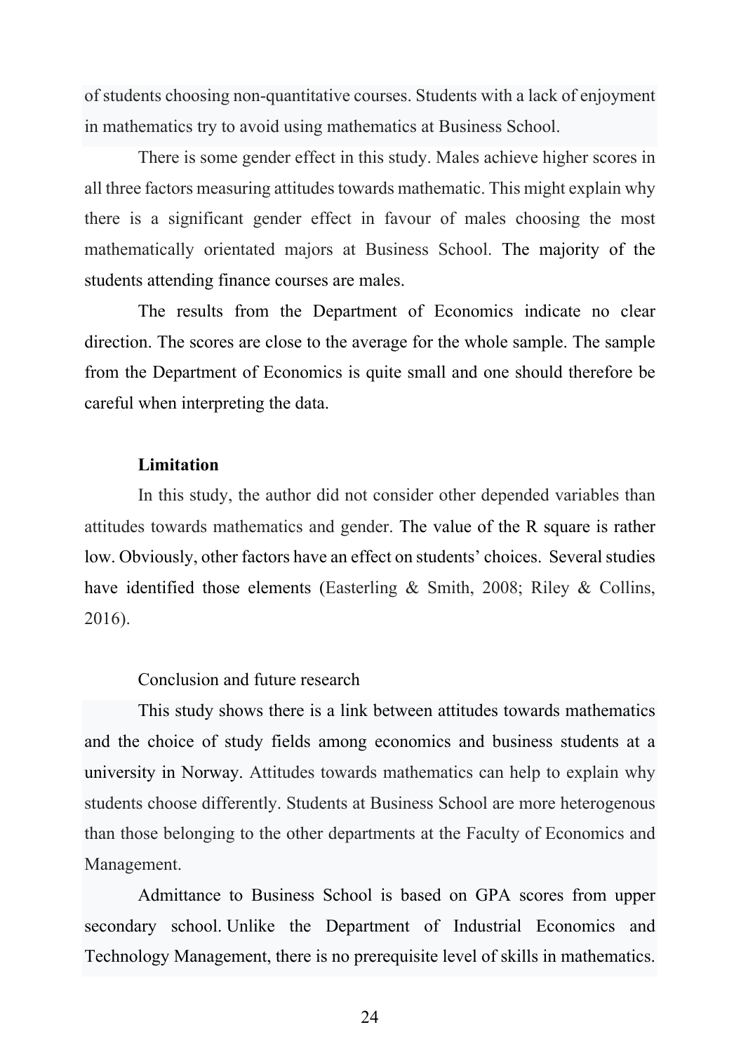of students choosing non-quantitative courses. Students with a lack of enjoyment in mathematics try to avoid using mathematics at Business School.

There is some gender effect in this study. Males achieve higher scores in all three factors measuring attitudes towards mathematic. This might explain why there is a significant gender effect in favour of males choosing the most mathematically orientated majors at Business School. The majority of the students attending finance courses are males.

The results from the Department of Economics indicate no clear direction. The scores are close to the average for the whole sample. The sample from the Department of Economics is quite small and one should therefore be careful when interpreting the data.

### Limitation

In this study, the author did not consider other depended variables than attitudes towards mathematics and gender. The value of the R square is rather low. Obviously, other factors have an effect on students' choices. Several studies have identified those elements (Easterling & Smith, 2008; Riley & Collins, 2016).

### Conclusion and future research

This study shows there is a link between attitudes towards mathematics and the choice of study fields among economics and business students at a university in Norway. Attitudes towards mathematics can help to explain why students choose differently. Students at Business School are more heterogenous than those belonging to the other departments at the Faculty of Economics and Management.

Admittance to Business School is based on GPA scores from upper secondary school. Unlike the Department of Industrial Economics and Technology Management, there is no prerequisite level of skills in mathematics.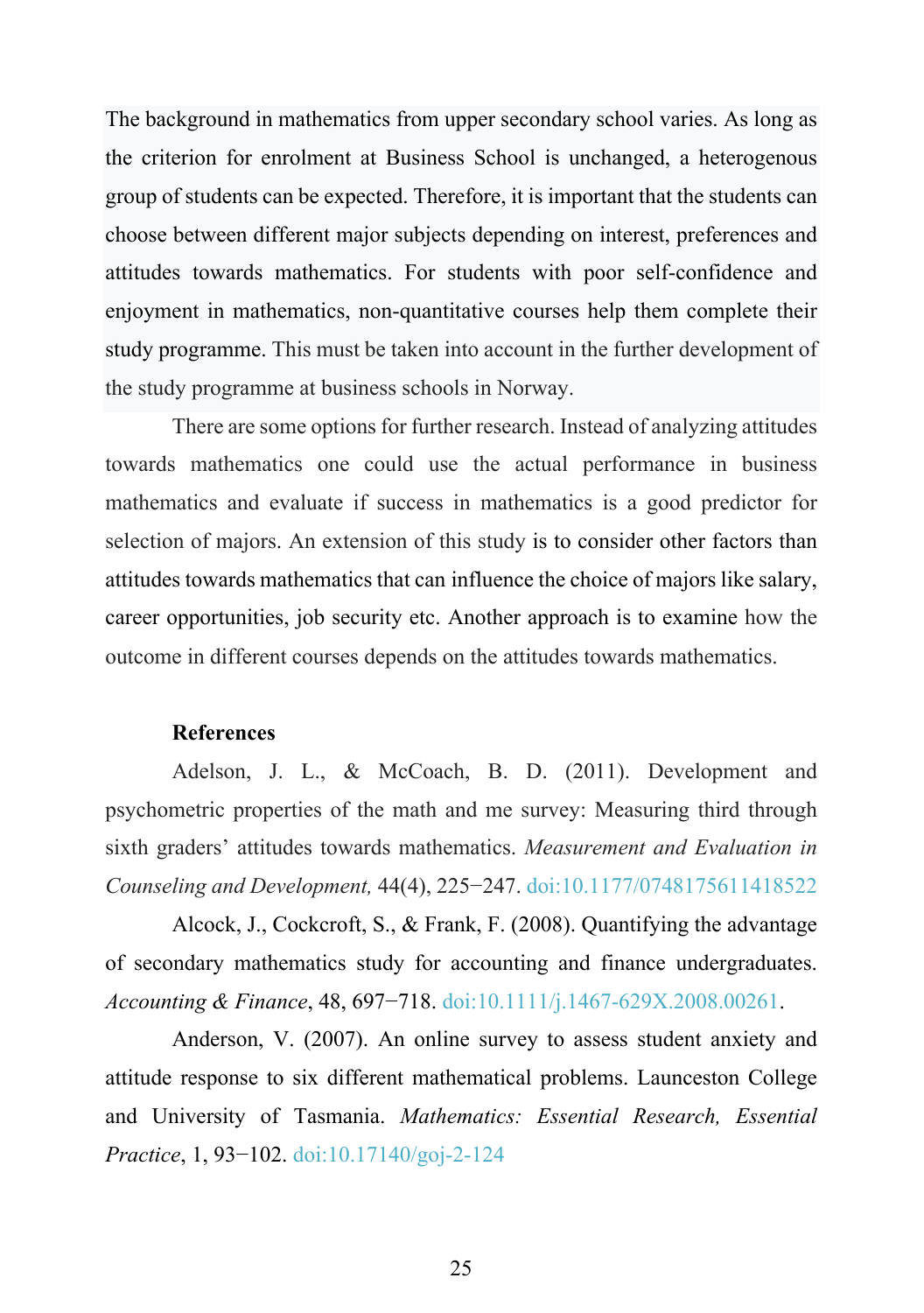The background in mathematics from upper secondary school varies. As long as the criterion for enrolment at Business School is unchanged, a heterogenous group of students can be expected. Therefore, it is important that the students can choose between different major subjects depending on interest, preferences and attitudes towards mathematics. For students with poor self-confidence and enjoyment in mathematics, non-quantitative courses help them complete their study programme. This must be taken into account in the further development of the study programme at business schools in Norway.

There are some options for further research. Instead of analyzing attitudes towards mathematics one could use the actual performance in business mathematics and evaluate if success in mathematics is a good predictor for selection of majors. An extension of this study is to consider other factors than attitudes towards mathematics that can influence the choice of majors like salary, career opportunities, job security etc. Another approach is to examine how the outcome in different courses depends on the attitudes towards mathematics.

**References**

Adelson, J. L., & McCoach, B. D. (2011). Development and psychometric properties of the math and me survey: Measuring third through sixth graders' attitudes towards mathematics. *Measurement and Evaluation in Counseling and Development,* 44(4), 225−247. doi:10.1177/0748175611418522

Alcock, J., Cockcroft, S., & Frank, F. (2008). Quantifying the advantage of secondary mathematics study for accounting and finance undergraduates. *Accounting & Finance*, 48, 697−718. doi:10.1111/j.1467-629X.2008.00261.

Anderson, V. (2007). An online survey to assess student anxiety and attitude response to six different mathematical problems. Launceston College and University of Tasmania. *Mathematics: Essential Research, Essential Practice*, 1, 93−102. doi:10.17140/goj-2-124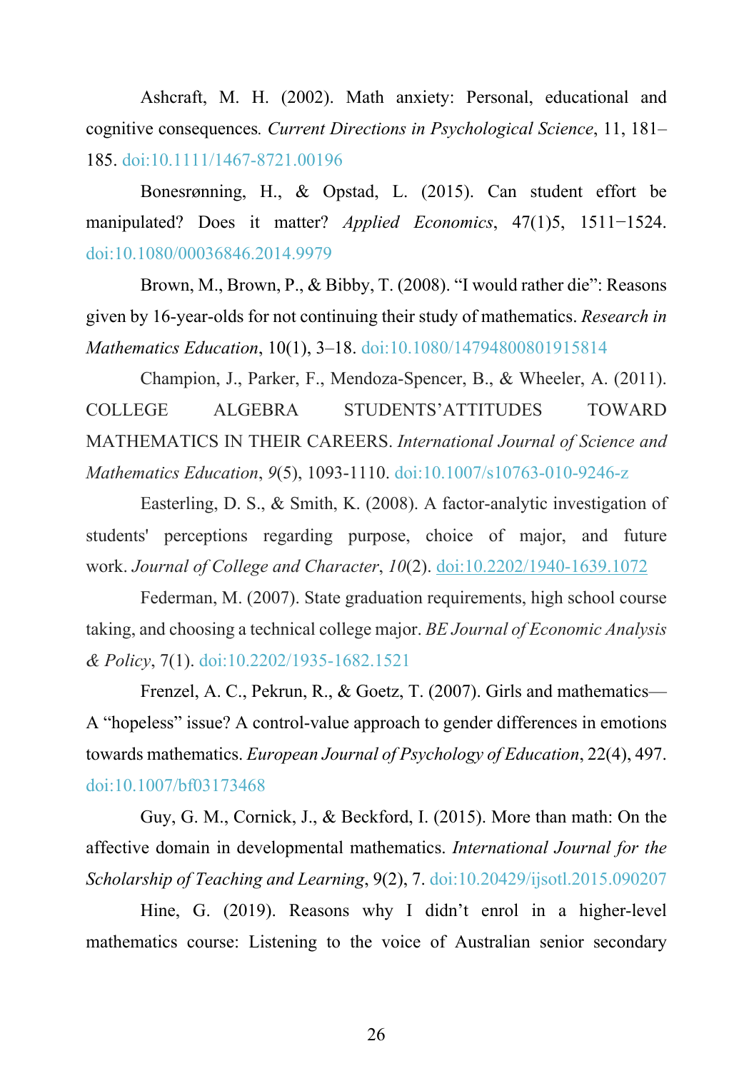Ashcraft, M. H. (2002). Math anxiety: Personal, educational and cognitive consequences. *Current Directions in Psychological Science*, 11, 181–185. doi:10.1111/1467-8721.00196

Bonesrønning, H., & Opstad, L. (2015). Can student effort be manipulated? Does it matter? *Applied Economics*, 47(1)5, 1511−1524. doi:10.1080/00036846.2014.9979

Brown, M., Brown, P., & Bibby, T. (2008). "I would rather die": Reasons given by 16-year-olds for not continuing their study of mathematics. *Research in Mathematics Education*, 10(1), 3–18. doi:10.1080/14794800801915814

Champion, J., Parker, F., Mendoza-Spencer, B., & Wheeler, A. (2011). COLLEGE ALGEBRA STUDENTS'ATTITUDES TOWARD MATHEMATICS IN THEIR CAREERS. *International Journal of Science and Mathematics Education*, *9*(5), 1093-1110. doi:10.1007/s10763-010-9246-z

Easterling, D. S., & Smith, K. (2008). A factor-analytic investigation of students' perceptions regarding purpose, choice of major, and future work. *Journal of College and Character*, *10*(2). doi:10.2202/1940-1639.1072

Federman, M. (2007). State graduation requirements, high school course taking, and choosing a technical college major. *BE Journal of Economic Analysis & Policy*, 7(1). doi:10.2202/1935-1682.1521

Frenzel, A. C., Pekrun, R., & Goetz, T. (2007). Girls and mathematics—A "hopeless" issue? A control-value approach to gender differences in emotions towards mathematics. *European Journal of Psychology of Education*, 22(4), 497. doi:10.1007/bf03173468

Guy, G. M., Cornick, J., & Beckford, I. (2015). More than math: On the affective domain in developmental mathematics. *International Journal for the Scholarship of Teaching and Learning*, 9(2), 7. doi:10.20429/ijsotl.2015.090207

Hine, G. (2019). Reasons why I didn't enrol in a higher-level mathematics course: Listening to the voice of Australian senior secondary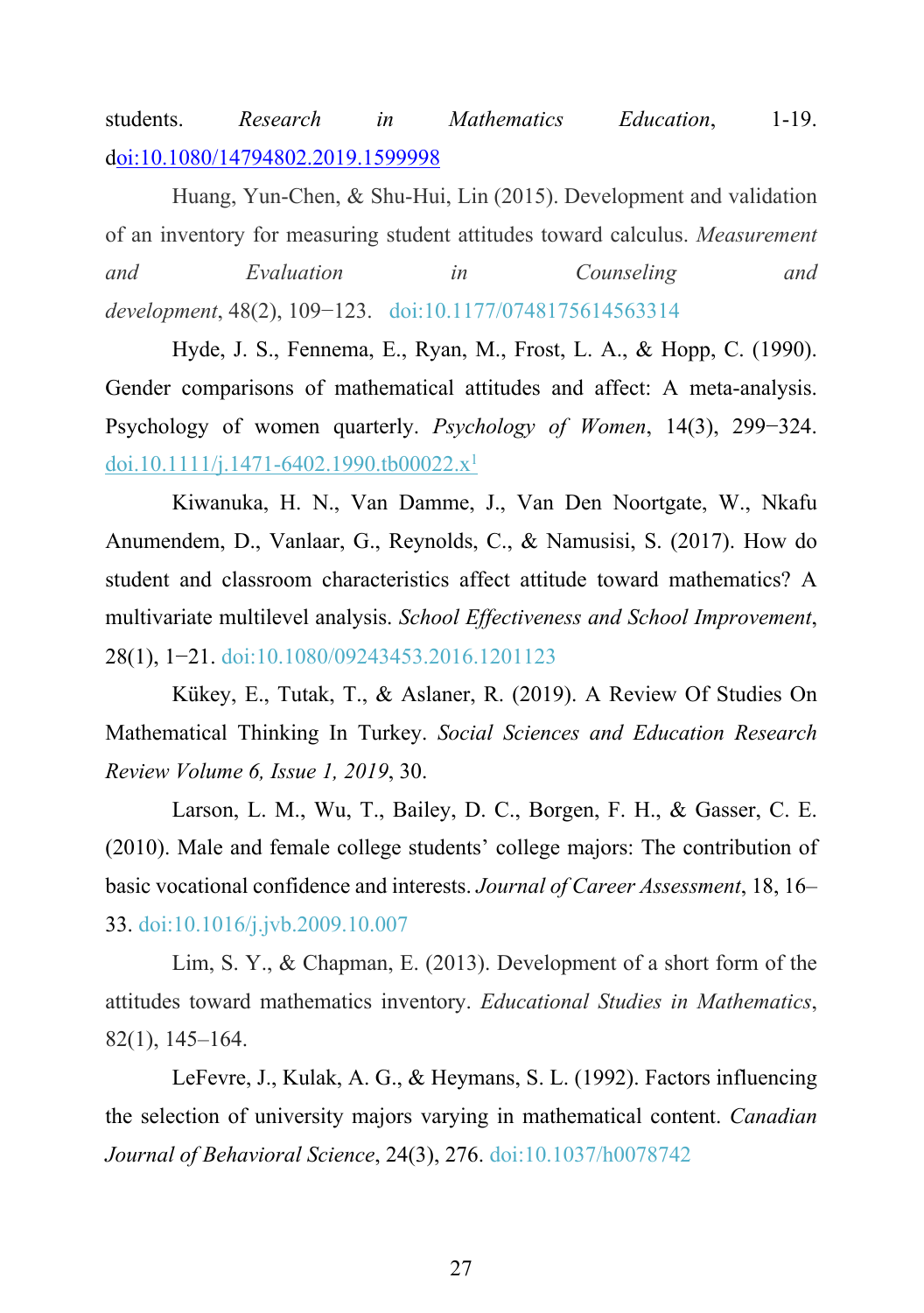students. *Research in Mathematics Education*, 1-19. doi:10.1080/14794802.2019.1599998

Huang, Yun-Chen, & Shu-Hui, Lin (2015). Development and validation of an inventory for measuring student attitudes toward calculus. *Measurement and Evaluation in Counseling and development*, 48(2), 109−123. doi:10.1177/0748175614563314

Hyde, J. S., Fennema, E., Ryan, M., Frost, L. A., & Hopp, C. (1990). Gender comparisons of mathematical attitudes and affect: A meta-analysis. Psychology of women quarterly. *Psychology of Women*, 14(3), 299−324. doi.10.1111/j.1471-6402.1990.tb00022.x[1]

Kiwanuka, H. N., Van Damme, J., Van Den Noortgate, W., Nkafu Anumendem, D., Vanlaar, G., Reynolds, C., & Namusisi, S. (2017). How do student and classroom characteristics affect attitude toward mathematics? A multivariate multilevel analysis. *School Effectiveness and School Improvement*, 28(1), 1−21. doi:10.1080/09243453.2016.1201123

Kükey, E., Tutak, T., & Aslaner, R. (2019). A Review Of Studies On Mathematical Thinking In Turkey. *Social Sciences and Education Research Review Volume 6, Issue 1, 2019*, 30.

Larson, L. M., Wu, T., Bailey, D. C., Borgen, F. H., & Gasser, C. E. (2010). Male and female college students' college majors: The contribution of basic vocational confidence and interests. *Journal of Career Assessment*, 18, 16–33. doi:10.1016/j.jvb.2009.10.007

Lim, S. Y., & Chapman, E. (2013). Development of a short form of the attitudes toward mathematics inventory. *Educational Studies in Mathematics*, 82(1), 145–164.

LeFevre, J., Kulak, A. G., & Heymans, S. L. (1992). Factors influencing the selection of university majors varying in mathematical content. *Canadian Journal of Behavioral Science*, 24(3), 276. doi:10.1037/h0078742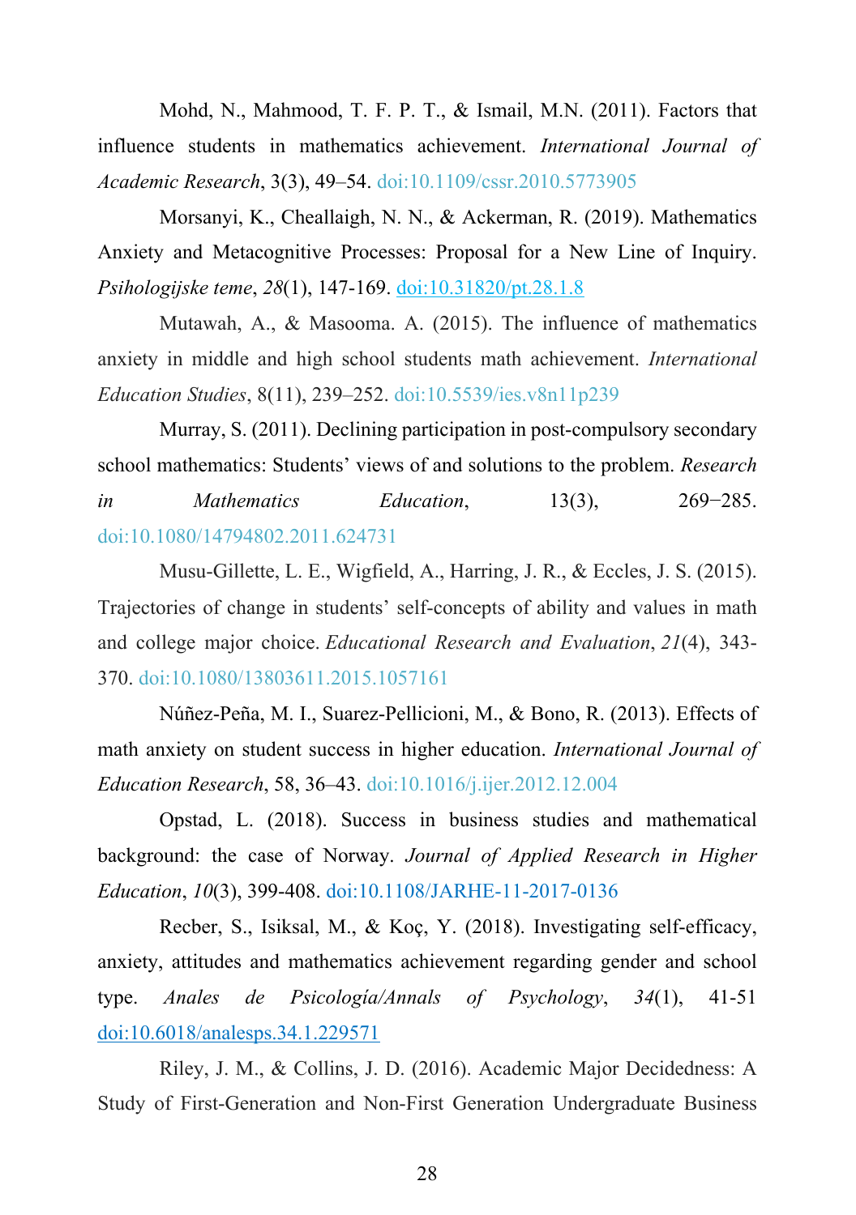Mohd, N., Mahmood, T. F. P. T., & Ismail, M.N. (2011). Factors that influence students in mathematics achievement. *International Journal of Academic Research*, 3(3), 49–54. doi:10.1109/cssr.2010.5773905

Morsanyi, K., Cheallaigh, N. N., & Ackerman, R. (2019). Mathematics Anxiety and Metacognitive Processes: Proposal for a New Line of Inquiry. *Psihologijske teme*, *28*(1), 147-169. doi:10.31820/pt.28.1.8

Mutawah, A., & Masooma. A. (2015). The influence of mathematics anxiety in middle and high school students math achievement. *International Education Studies*, 8(11), 239–252. doi:10.5539/ies.v8n11p239

Murray, S. (2011). Declining participation in post-compulsory secondary school mathematics: Students' views of and solutions to the problem. *Research in Mathematics Education*, 13(3), 269−285. doi:10.1080/14794802.2011.624731

Musu-Gillette, L. E., Wigfield, A., Harring, J. R., & Eccles, J. S. (2015). Trajectories of change in students' self-concepts of ability and values in math and college major choice. *Educational Research and Evaluation*, *21*(4), 343-370. doi:10.1080/13803611.2015.1057161

Núñez-Peña, M. I., Suarez-Pellicioni, M., & Bono, R. (2013). Effects of math anxiety on student success in higher education. *International Journal of Education Research*, 58, 36–43. doi:10.1016/j.ijer.2012.12.004

Opstad, L. (2018). Success in business studies and mathematical background: the case of Norway. *Journal of Applied Research in Higher Education*, *10*(3), 399-408. doi:10.1108/JARHE-11-2017-0136

Recber, S., Isiksal, M., & Koç, Y. (2018). Investigating self-efficacy, anxiety, attitudes and mathematics achievement regarding gender and school type. *Anales de Psicología/Annals of Psychology*, *34*(1), 41-51 doi:10.6018/analesps.34.1.229571

Riley, J. M., & Collins, J. D. (2016). Academic Major Decidedness: A Study of First-Generation and Non-First Generation Undergraduate Business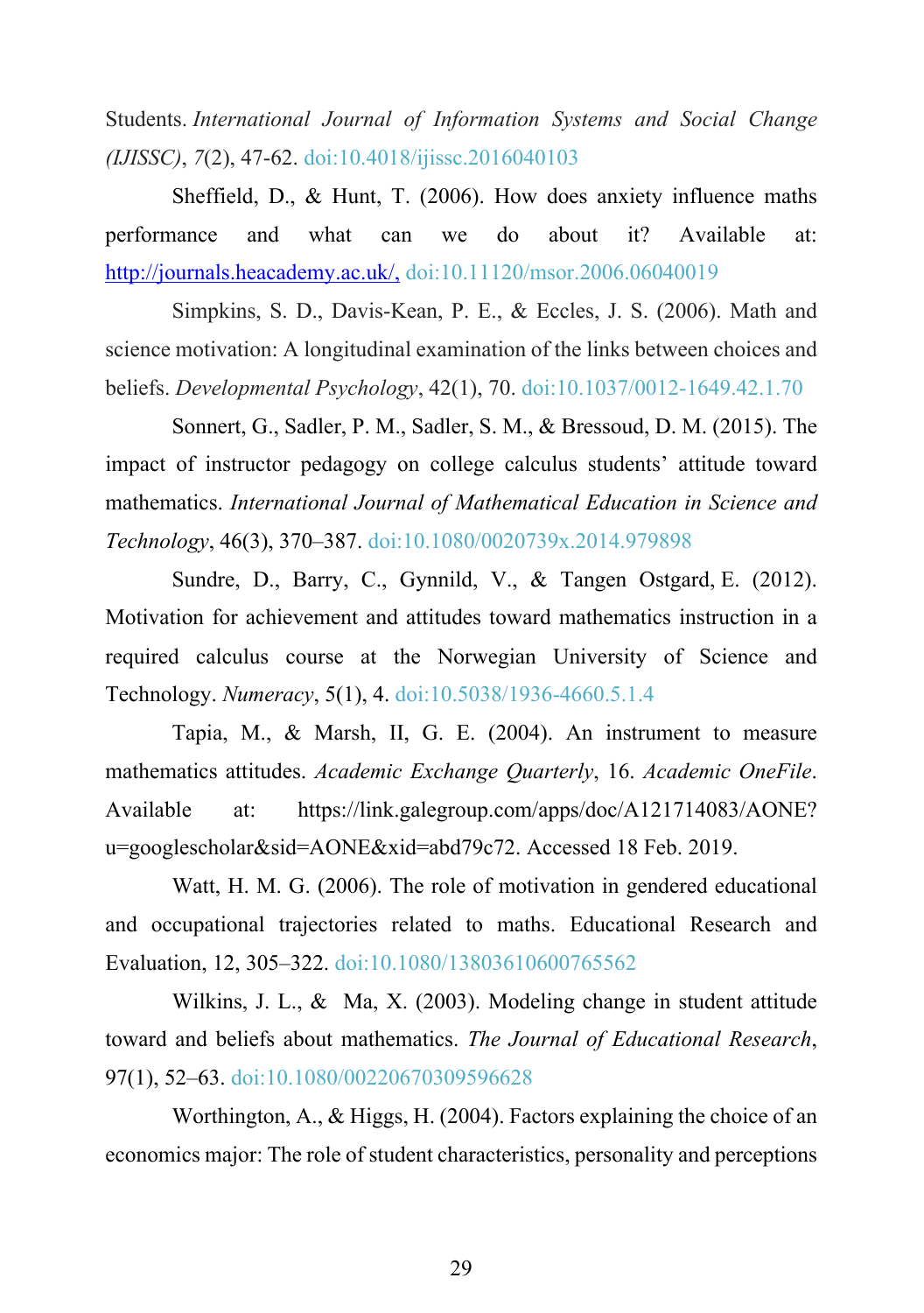Students. *International Journal of Information Systems and Social Change (IJISSC)*, *7*(2), 47-62. doi:10.4018/ijissc.2016040103

Sheffield, D., & Hunt, T. (2006). How does anxiety influence maths performance and what can we do about it? Available at: http://journals.heacademy.ac.uk/, doi:10.11120/msor.2006.06040019

Simpkins, S. D., Davis-Kean, P. E., & Eccles, J. S. (2006). Math and science motivation: A longitudinal examination of the links between choices and beliefs. *Developmental Psychology*, 42(1), 70. doi:10.1037/0012-1649.42.1.70

Sonnert, G., Sadler, P. M., Sadler, S. M., & Bressoud, D. M. (2015). The impact of instructor pedagogy on college calculus students' attitude toward mathematics. *International Journal of Mathematical Education in Science and Technology*, 46(3), 370–387. doi:10.1080/0020739x.2014.979898

Sundre, D., Barry, C., Gynnild, V., & Tangen Ostgard, E. (2012). Motivation for achievement and attitudes toward mathematics instruction in a required calculus course at the Norwegian University of Science and Technology. *Numeracy*, 5(1), 4. doi:10.5038/1936-4660.5.1.4

Tapia, M., & Marsh, II, G. E. (2004). An instrument to measure mathematics attitudes. *Academic Exchange Quarterly*, 16. *Academic OneFile*. Available at: https://link.galegroup.com/apps/doc/A121714083/AONE?u=googlescholar&sid=AONE&xid=abd79c72. Accessed 18 Feb. 2019.

Watt, H. M. G. (2006). The role of motivation in gendered educational and occupational trajectories related to maths. Educational Research and Evaluation, 12, 305–322. doi:10.1080/13803610600765562

Wilkins, J. L., & Ma, X. (2003). Modeling change in student attitude toward and beliefs about mathematics. *The Journal of Educational Research*, 97(1), 52–63. doi:10.1080/00220670309596628

Worthington, A., & Higgs, H. (2004). Factors explaining the choice of an economics major: The role of student characteristics, personality and perceptions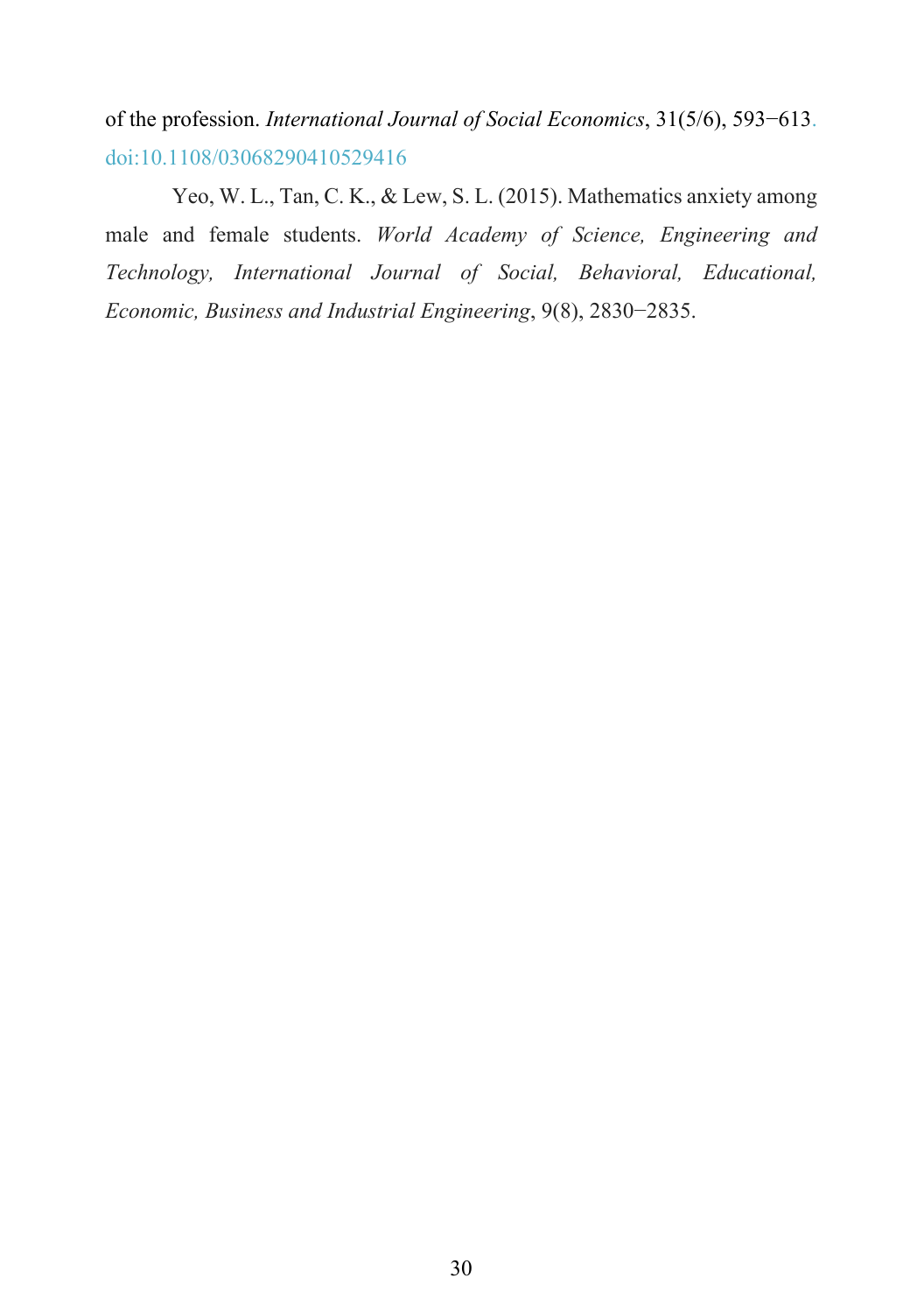of the profession. *International Journal of Social Economics*, 31(5/6), 593−613. doi:10.1108/03068290410529416

Yeo, W. L., Tan, C. K., & Lew, S. L. (2015). Mathematics anxiety among male and female students. *World Academy of Science, Engineering and Technology, International Journal of Social, Behavioral, Educational, Economic, Business and Industrial Engineering*, 9(8), 2830−2835.